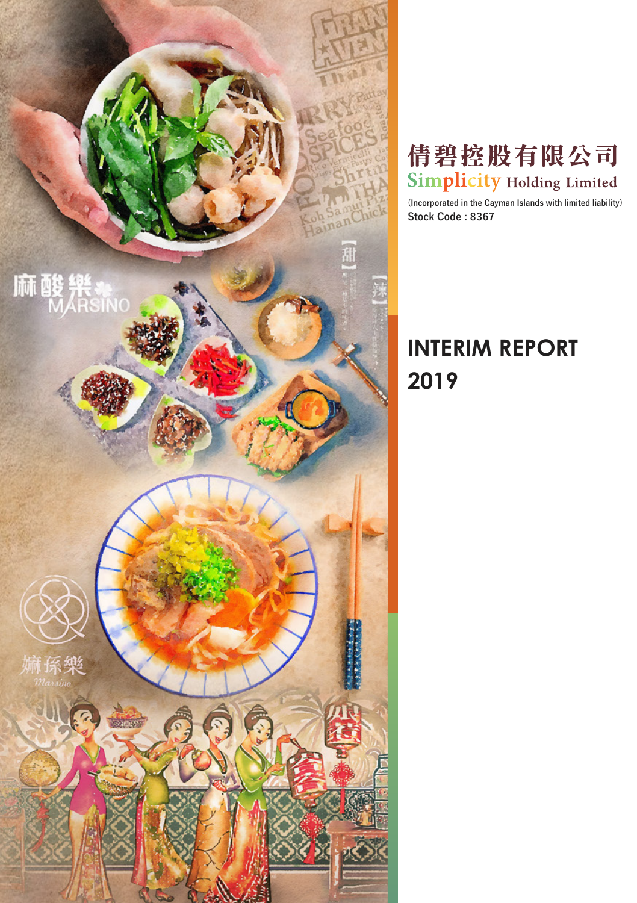# 倩碧控股有限公司
## Simplicity Holding Limited

(Incorporated in the Cayman Islands with limited liability)
Stock Code : 8367

# INTERIM REPORT 2019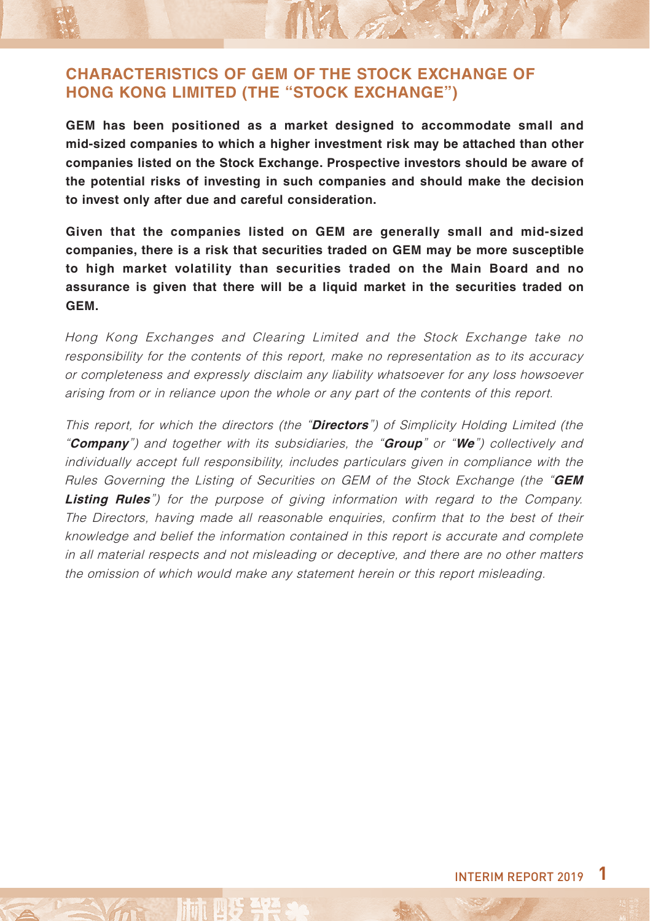## CHARACTERISTICS OF GEM OF THE STOCK EXCHANGE OF HONG KONG LIMITED (THE "STOCK EXCHANGE")

**GEM has been positioned as a market designed to accommodate small and mid-sized companies to which a higher investment risk may be attached than other companies listed on the Stock Exchange. Prospective investors should be aware of the potential risks of investing in such companies and should make the decision to invest only after due and careful consideration.**

**Given that the companies listed on GEM are generally small and mid-sized companies, there is a risk that securities traded on GEM may be more susceptible to high market volatility than securities traded on the Main Board and no assurance is given that there will be a liquid market in the securities traded on GEM.**

*Hong Kong Exchanges and Clearing Limited and the Stock Exchange take no responsibility for the contents of this report, make no representation as to its accuracy or completeness and expressly disclaim any liability whatsoever for any loss howsoever arising from or in reliance upon the whole or any part of the contents of this report.*

*This report, for which the directors (the "**Directors**") of Simplicity Holding Limited (the "**Company**") and together with its subsidiaries, the "**Group**" or "**We**") collectively and individually accept full responsibility, includes particulars given in compliance with the Rules Governing the Listing of Securities on GEM of the Stock Exchange (the "**GEM Listing Rules**") for the purpose of giving information with regard to the Company. The Directors, having made all reasonable enquiries, confirm that to the best of their knowledge and belief the information contained in this report is accurate and complete in all material respects and not misleading or deceptive, and there are no other matters the omission of which would make any statement herein or this report misleading.*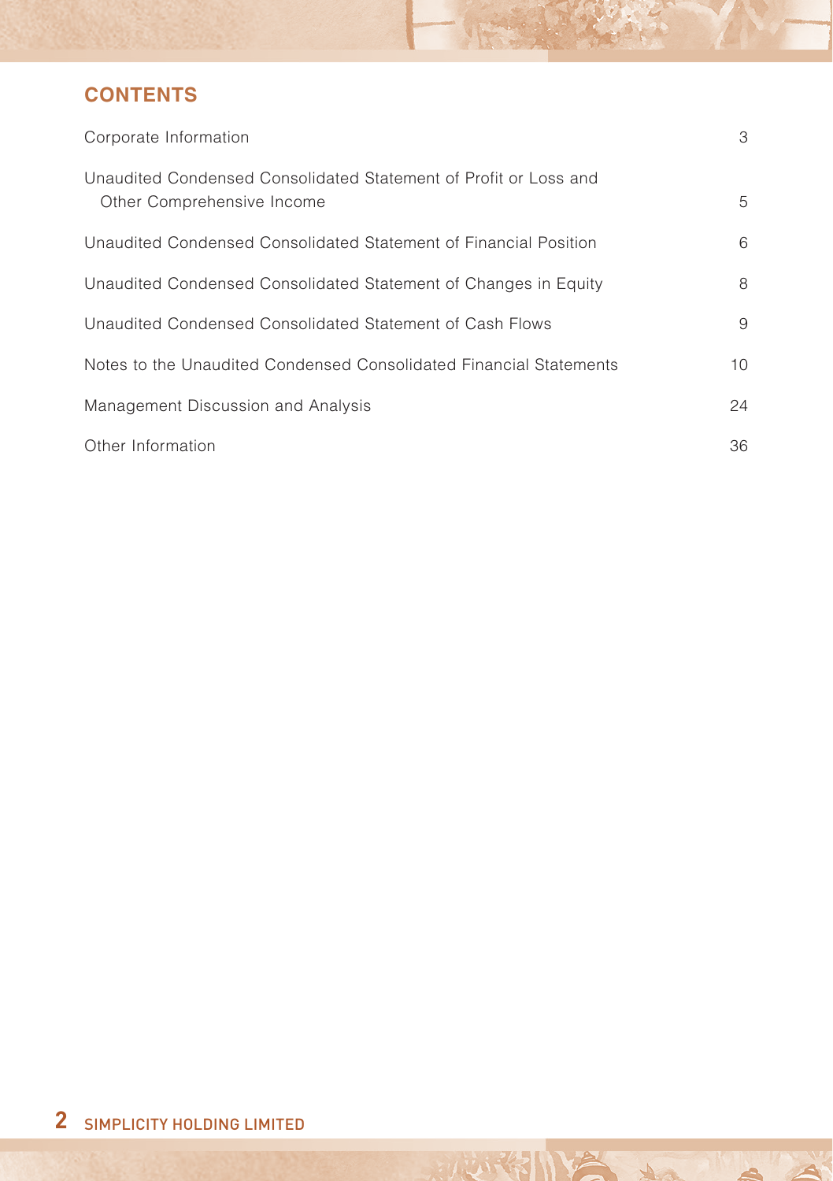## CONTENTS

| | |
|---|---|
| Corporate Information | 3 |
| Unaudited Condensed Consolidated Statement of Profit or Loss and Other Comprehensive Income | 5 |
| Unaudited Condensed Consolidated Statement of Financial Position | 6 |
| Unaudited Condensed Consolidated Statement of Changes in Equity | 8 |
| Unaudited Condensed Consolidated Statement of Cash Flows | 9 |
| Notes to the Unaudited Condensed Consolidated Financial Statements | 10 |
| Management Discussion and Analysis | 24 |
| Other Information | 36 |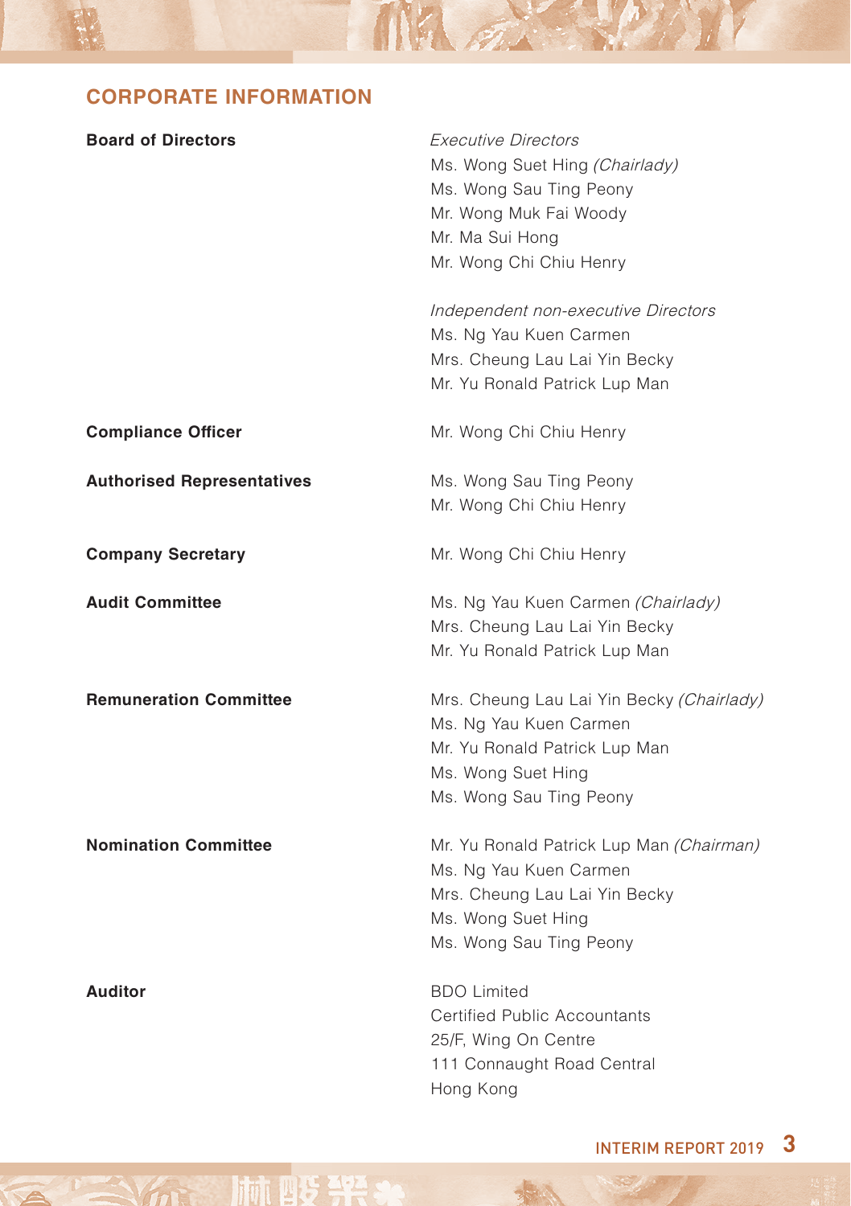## CORPORATE INFORMATION

**Board of Directors**

*Executive Directors*
Ms. Wong Suet Hing *(Chairlady)*
Ms. Wong Sau Ting Peony
Mr. Wong Muk Fai Woody
Mr. Ma Sui Hong
Mr. Wong Chi Chiu Henry

*Independent non-executive Directors*
Ms. Ng Yau Kuen Carmen
Mrs. Cheung Lau Lai Yin Becky
Mr. Yu Ronald Patrick Lup Man

**Compliance Officer**

Mr. Wong Chi Chiu Henry

**Authorised Representatives**

Ms. Wong Sau Ting Peony
Mr. Wong Chi Chiu Henry

**Company Secretary**

Mr. Wong Chi Chiu Henry

**Audit Committee**

Ms. Ng Yau Kuen Carmen *(Chairlady)*
Mrs. Cheung Lau Lai Yin Becky
Mr. Yu Ronald Patrick Lup Man

**Remuneration Committee**

Mrs. Cheung Lau Lai Yin Becky *(Chairlady)*
Ms. Ng Yau Kuen Carmen
Mr. Yu Ronald Patrick Lup Man
Ms. Wong Suet Hing
Ms. Wong Sau Ting Peony

**Nomination Committee**

Mr. Yu Ronald Patrick Lup Man *(Chairman)*
Ms. Ng Yau Kuen Carmen
Mrs. Cheung Lau Lai Yin Becky
Ms. Wong Suet Hing
Ms. Wong Sau Ting Peony

**Auditor**

BDO Limited
Certified Public Accountants
25/F, Wing On Centre
111 Connaught Road Central
Hong Kong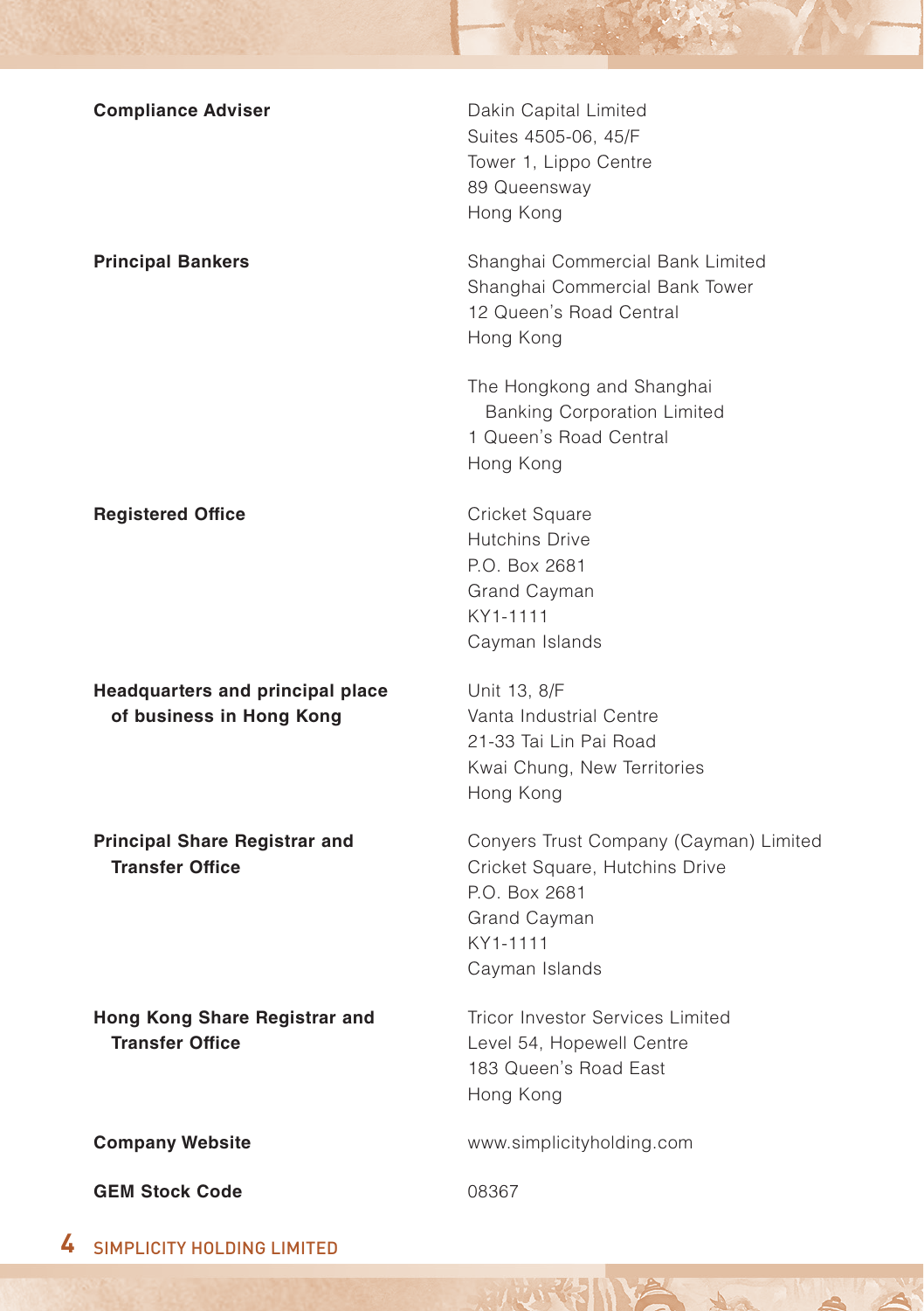**Compliance Adviser**

Dakin Capital Limited
Suites 4505-06, 45/F
Tower 1, Lippo Centre
89 Queensway
Hong Kong

**Principal Bankers**

Shanghai Commercial Bank Limited
Shanghai Commercial Bank Tower
12 Queen's Road Central
Hong Kong

The Hongkong and Shanghai Banking Corporation Limited
1 Queen's Road Central
Hong Kong

**Registered Office**

Cricket Square
Hutchins Drive
P.O. Box 2681
Grand Cayman
KY1-1111
Cayman Islands

**Headquarters and principal place of business in Hong Kong**

Unit 13, 8/F
Vanta Industrial Centre
21-33 Tai Lin Pai Road
Kwai Chung, New Territories
Hong Kong

**Principal Share Registrar and Transfer Office**

Conyers Trust Company (Cayman) Limited
Cricket Square, Hutchins Drive
P.O. Box 2681
Grand Cayman
KY1-1111
Cayman Islands

**Hong Kong Share Registrar and Transfer Office**

Tricor Investor Services Limited
Level 54, Hopewell Centre
183 Queen's Road East
Hong Kong

**Company Website**

www.simplicityholding.com

**GEM Stock Code**

08367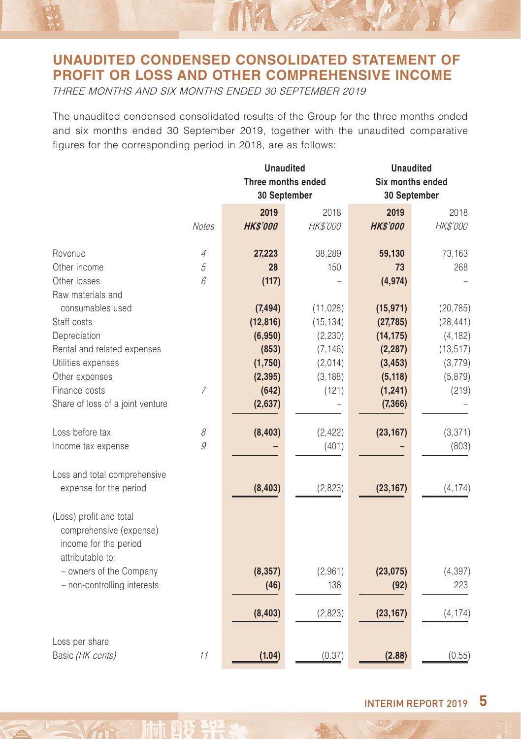# UNAUDITED CONDENSED CONSOLIDATED STATEMENT OF PROFIT OR LOSS AND OTHER COMPREHENSIVE INCOME

*THREE MONTHS AND SIX MONTHS ENDED 30 SEPTEMBER 2019*

The unaudited condensed consolidated results of the Group for the three months ended and six months ended 30 September 2019, together with the unaudited comparative figures for the corresponding period in 2018, are as follows:

| | | **Unaudited Three months ended 30 September** | | **Unaudited Six months ended 30 September** | |
|---|---|---|---|---|---|
| | *Notes* | **2019** **HK$'000** | 2018 *HK$'000* | **2019** **HK$'000** | 2018 *HK$'000* |
| Revenue | *4* | **27,223** | 38,289 | **59,130** | 73,163 |
| Other income | *5* | **28** | 150 | **73** | 268 |
| Other losses | *6* | **(117)** | – | **(4,974)** | – |
| Raw materials and consumables used | | **(7,494)** | (11,028) | **(15,971)** | (20,785) |
| Staff costs | | **(12,816)** | (15,134) | **(27,785)** | (28,441) |
| Depreciation | | **(6,950)** | (2,230) | **(14,175)** | (4,182) |
| Rental and related expenses | | **(853)** | (7,146) | **(2,287)** | (13,517) |
| Utilities expenses | | **(1,750)** | (2,014) | **(3,453)** | (3,779) |
| Other expenses | | **(2,395)** | (3,188) | **(5,118)** | (5,879) |
| Finance costs | *7* | **(642)** | (121) | **(1,241)** | (219) |
| Share of loss of a joint venture | | **(2,637)** | – | **(7,366)** | – |
| Loss before tax | *8* | **(8,403)** | (2,422) | **(23,167)** | (3,371) |
| Income tax expense | *9* | **–** | (401) | **–** | (803) |
| Loss and total comprehensive expense for the period | | **(8,403)** | (2,823) | **(23,167)** | (4,174) |
| (Loss) profit and total comprehensive (expense) income for the period attributable to: | | | | | |
| – owners of the Company | | **(8,357)** | (2,961) | **(23,075)** | (4,397) |
| – non-controlling interests | | **(46)** | 138 | **(92)** | 223 |
| | | **(8,403)** | (2,823) | **(23,167)** | (4,174) |
| Loss per share | | | | | |
| Basic *(HK cents)* | *11* | **(1.04)** | (0.37) | **(2.88)** | (0.55) |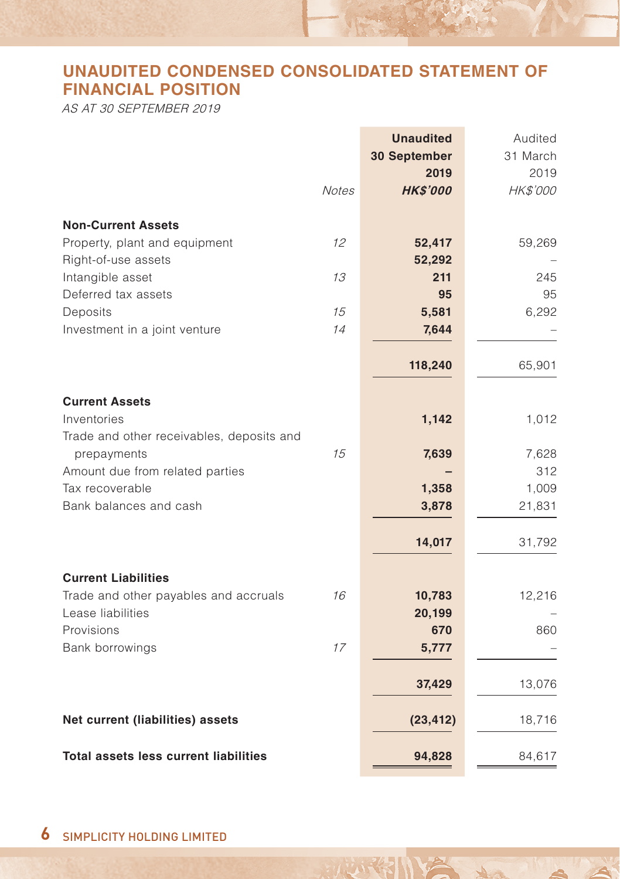# UNAUDITED CONDENSED CONSOLIDATED STATEMENT OF FINANCIAL POSITION

*AS AT 30 SEPTEMBER 2019*

| | Notes | **Unaudited 30 September 2019 HK$'000** | Audited 31 March 2019 HK$'000 |
|---|---|---|---|
| **Non-Current Assets** | | | |
| Property, plant and equipment | 12 | **52,417** | 59,269 |
| Right-of-use assets | | **52,292** | – |
| Intangible asset | 13 | **211** | 245 |
| Deferred tax assets | | **95** | 95 |
| Deposits | 15 | **5,581** | 6,292 |
| Investment in a joint venture | 14 | **7,644** | – |
| | | **118,240** | 65,901 |
| **Current Assets** | | | |
| Inventories | | **1,142** | 1,012 |
| Trade and other receivables, deposits and prepayments | 15 | **7,639** | 7,628 |
| Amount due from related parties | | **–** | 312 |
| Tax recoverable | | **1,358** | 1,009 |
| Bank balances and cash | | **3,878** | 21,831 |
| | | **14,017** | 31,792 |
| **Current Liabilities** | | | |
| Trade and other payables and accruals | 16 | **10,783** | 12,216 |
| Lease liabilities | | **20,199** | – |
| Provisions | | **670** | 860 |
| Bank borrowings | 17 | **5,777** | – |
| | | **37,429** | 13,076 |
| **Net current (liabilities) assets** | | **(23,412)** | 18,716 |
| **Total assets less current liabilities** | | **94,828** | 84,617 |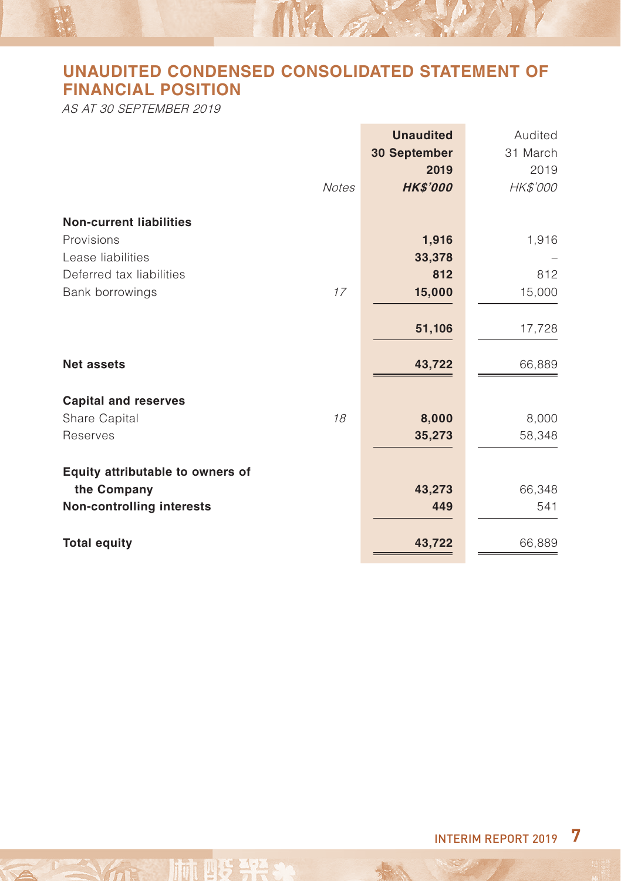## UNAUDITED CONDENSED CONSOLIDATED STATEMENT OF FINANCIAL POSITION

*AS AT 30 SEPTEMBER 2019*

| | Notes | **Unaudited 30 September 2019 *HK$'000*** | Audited 31 March 2019 *HK$'000* |
|---|---|---|---|
| **Non-current liabilities** | | | |
| Provisions | | **1,916** | 1,916 |
| Lease liabilities | | **33,378** | – |
| Deferred tax liabilities | | **812** | 812 |
| Bank borrowings | *17* | **15,000** | 15,000 |
| | | **51,106** | 17,728 |
| **Net assets** | | **43,722** | 66,889 |
| **Capital and reserves** | | | |
| Share Capital | *18* | **8,000** | 8,000 |
| Reserves | | **35,273** | 58,348 |
| **Equity attributable to owners of the Company** | | **43,273** | 66,348 |
| **Non-controlling interests** | | **449** | 541 |
| **Total equity** | | **43,722** | 66,889 |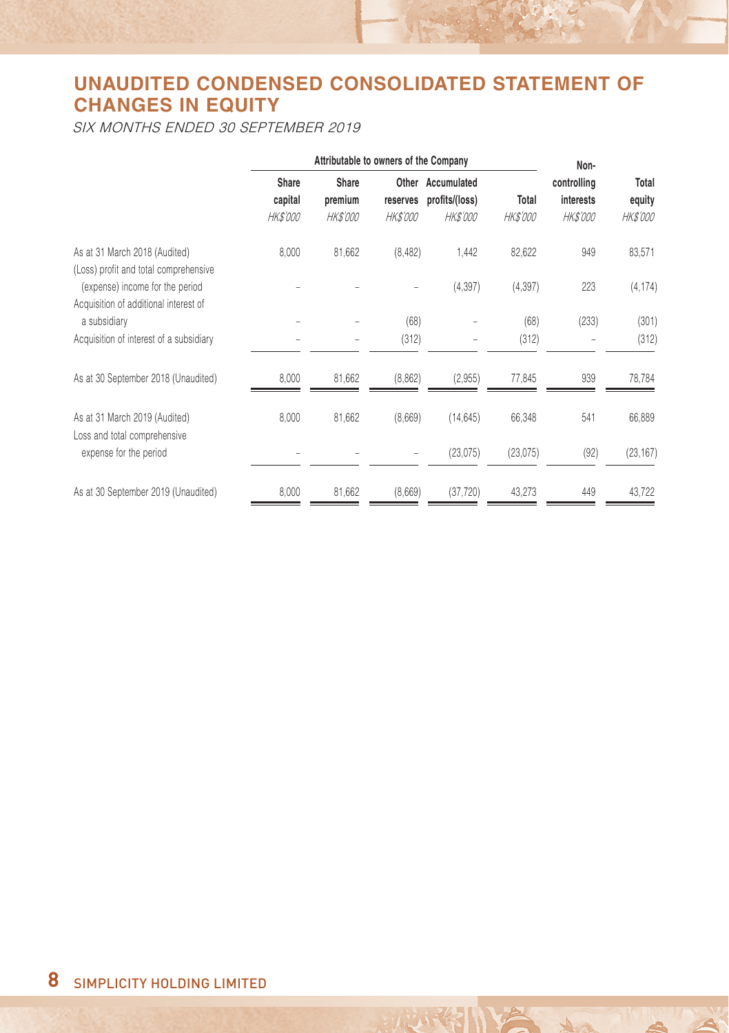# UNAUDITED CONDENSED CONSOLIDATED STATEMENT OF CHANGES IN EQUITY

*SIX MONTHS ENDED 30 SEPTEMBER 2019*

| | Attributable to owners of the Company | | | | | Non-controlling interests | Total equity |
|---|---|---|---|---|---|---|---|
| | Share capital | Share premium | Other reserves | Accumulated profits/(loss) | Total | | |
| | *HK$'000* | *HK$'000* | *HK$'000* | *HK$'000* | *HK$'000* | *HK$'000* | *HK$'000* |
| As at 31 March 2018 (Audited) | 8,000 | 81,662 | (8,482) | 1,442 | 82,622 | 949 | 83,571 |
| (Loss) profit and total comprehensive (expense) income for the period | – | – | – | (4,397) | (4,397) | 223 | (4,174) |
| Acquisition of additional interest of a subsidiary | – | – | (68) | – | (68) | (233) | (301) |
| Acquisition of interest of a subsidiary | – | – | (312) | – | (312) | – | (312) |
| As at 30 September 2018 (Unaudited) | 8,000 | 81,662 | (8,862) | (2,955) | 77,845 | 939 | 78,784 |
| As at 31 March 2019 (Audited) | 8,000 | 81,662 | (8,669) | (14,645) | 66,348 | 541 | 66,889 |
| Loss and total comprehensive expense for the period | – | – | – | (23,075) | (23,075) | (92) | (23,167) |
| As at 30 September 2019 (Unaudited) | 8,000 | 81,662 | (8,669) | (37,720) | 43,273 | 449 | 43,722 |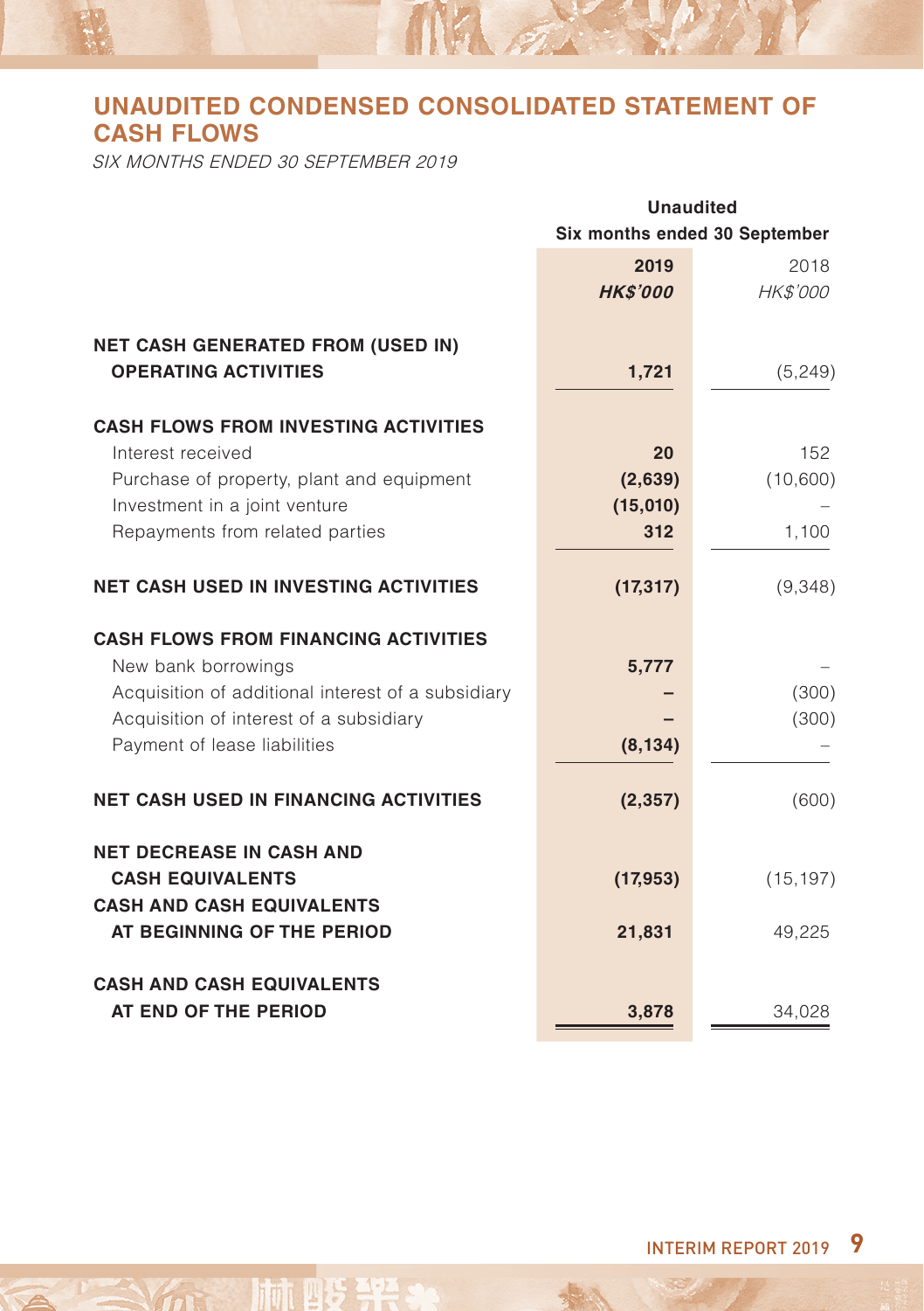# UNAUDITED CONDENSED CONSOLIDATED STATEMENT OF CASH FLOWS

*SIX MONTHS ENDED 30 SEPTEMBER 2019*

| | Unaudited | |
|---|---|---|
| | Six months ended 30 September | |
| | **2019** | 2018 |
| | ***HK$'000*** | *HK$'000* |
| **NET CASH GENERATED FROM (USED IN) OPERATING ACTIVITIES** | **1,721** | (5,249) |
| **CASH FLOWS FROM INVESTING ACTIVITIES** | | |
| Interest received | **20** | 152 |
| Purchase of property, plant and equipment | **(2,639)** | (10,600) |
| Investment in a joint venture | **(15,010)** | – |
| Repayments from related parties | **312** | 1,100 |
| **NET CASH USED IN INVESTING ACTIVITIES** | **(17,317)** | (9,348) |
| **CASH FLOWS FROM FINANCING ACTIVITIES** | | |
| New bank borrowings | **5,777** | – |
| Acquisition of additional interest of a subsidiary | **–** | (300) |
| Acquisition of interest of a subsidiary | **–** | (300) |
| Payment of lease liabilities | **(8,134)** | – |
| **NET CASH USED IN FINANCING ACTIVITIES** | **(2,357)** | (600) |
| **NET DECREASE IN CASH AND CASH EQUIVALENTS** | **(17,953)** | (15,197) |
| **CASH AND CASH EQUIVALENTS AT BEGINNING OF THE PERIOD** | **21,831** | 49,225 |
| **CASH AND CASH EQUIVALENTS AT END OF THE PERIOD** | **3,878** | 34,028 |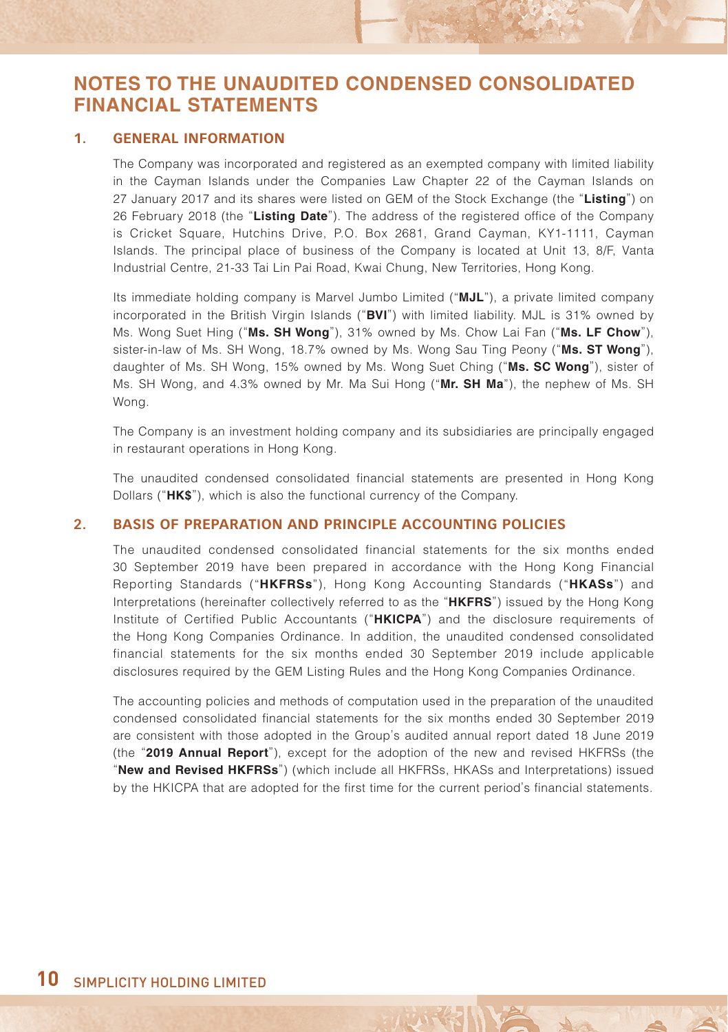# NOTES TO THE UNAUDITED CONDENSED CONSOLIDATED FINANCIAL STATEMENTS

## 1. GENERAL INFORMATION

The Company was incorporated and registered as an exempted company with limited liability in the Cayman Islands under the Companies Law Chapter 22 of the Cayman Islands on 27 January 2017 and its shares were listed on GEM of the Stock Exchange (the "**Listing**") on 26 February 2018 (the "**Listing Date**"). The address of the registered office of the Company is Cricket Square, Hutchins Drive, P.O. Box 2681, Grand Cayman, KY1-1111, Cayman Islands. The principal place of business of the Company is located at Unit 13, 8/F, Vanta Industrial Centre, 21-33 Tai Lin Pai Road, Kwai Chung, New Territories, Hong Kong.

Its immediate holding company is Marvel Jumbo Limited ("**MJL**"), a private limited company incorporated in the British Virgin Islands ("**BVI**") with limited liability. MJL is 31% owned by Ms. Wong Suet Hing ("**Ms. SH Wong**"), 31% owned by Ms. Chow Lai Fan ("**Ms. LF Chow**"), sister-in-law of Ms. SH Wong, 18.7% owned by Ms. Wong Sau Ting Peony ("**Ms. ST Wong**"), daughter of Ms. SH Wong, 15% owned by Ms. Wong Suet Ching ("**Ms. SC Wong**"), sister of Ms. SH Wong, and 4.3% owned by Mr. Ma Sui Hong ("**Mr. SH Ma**"), the nephew of Ms. SH Wong.

The Company is an investment holding company and its subsidiaries are principally engaged in restaurant operations in Hong Kong.

The unaudited condensed consolidated financial statements are presented in Hong Kong Dollars ("**HK$**"), which is also the functional currency of the Company.

## 2. BASIS OF PREPARATION AND PRINCIPLE ACCOUNTING POLICIES

The unaudited condensed consolidated financial statements for the six months ended 30 September 2019 have been prepared in accordance with the Hong Kong Financial Reporting Standards ("**HKFRSs**"), Hong Kong Accounting Standards ("**HKASs**") and Interpretations (hereinafter collectively referred to as the "**HKFRS**") issued by the Hong Kong Institute of Certified Public Accountants ("**HKICPA**") and the disclosure requirements of the Hong Kong Companies Ordinance. In addition, the unaudited condensed consolidated financial statements for the six months ended 30 September 2019 include applicable disclosures required by the GEM Listing Rules and the Hong Kong Companies Ordinance.

The accounting policies and methods of computation used in the preparation of the unaudited condensed consolidated financial statements for the six months ended 30 September 2019 are consistent with those adopted in the Group's audited annual report dated 18 June 2019 (the "**2019 Annual Report**"), except for the adoption of the new and revised HKFRSs (the "**New and Revised HKFRSs**") (which include all HKFRSs, HKASs and Interpretations) issued by the HKICPA that are adopted for the first time for the current period's financial statements.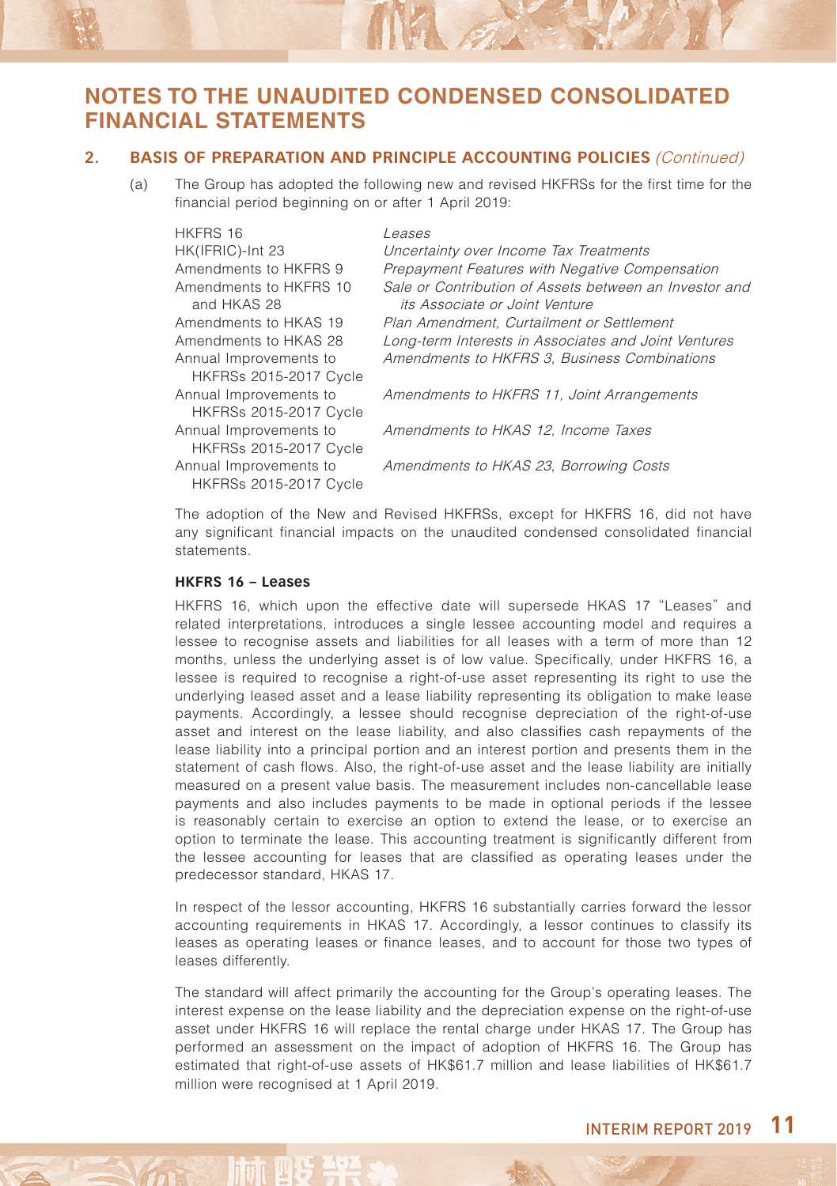# NOTES TO THE UNAUDITED CONDENSED CONSOLIDATED FINANCIAL STATEMENTS

## 2. BASIS OF PREPARATION AND PRINCIPLE ACCOUNTING POLICIES *(Continued)*

(a) The Group has adopted the following new and revised HKFRSs for the first time for the financial period beginning on or after 1 April 2019:

| | |
|---|---|
| HKFRS 16 | *Leases* |
| HK(IFRIC)-Int 23 | *Uncertainty over Income Tax Treatments* |
| Amendments to HKFRS 9 | *Prepayment Features with Negative Compensation* |
| Amendments to HKFRS 10 and HKAS 28 | *Sale or Contribution of Assets between an Investor and its Associate or Joint Venture* |
| Amendments to HKAS 19 | *Plan Amendment, Curtailment or Settlement* |
| Amendments to HKAS 28 | *Long-term Interests in Associates and Joint Ventures* |
| Annual Improvements to HKFRSs 2015-2017 Cycle | *Amendments to HKFRS 3, Business Combinations* |
| Annual Improvements to HKFRSs 2015-2017 Cycle | *Amendments to HKFRS 11, Joint Arrangements* |
| Annual Improvements to HKFRSs 2015-2017 Cycle | *Amendments to HKAS 12, Income Taxes* |
| Annual Improvements to HKFRSs 2015-2017 Cycle | *Amendments to HKAS 23, Borrowing Costs* |

The adoption of the New and Revised HKFRSs, except for HKFRS 16, did not have any significant financial impacts on the unaudited condensed consolidated financial statements.

**HKFRS 16 – Leases**

HKFRS 16, which upon the effective date will supersede HKAS 17 "Leases" and related interpretations, introduces a single lessee accounting model and requires a lessee to recognise assets and liabilities for all leases with a term of more than 12 months, unless the underlying asset is of low value. Specifically, under HKFRS 16, a lessee is required to recognise a right-of-use asset representing its right to use the underlying leased asset and a lease liability representing its obligation to make lease payments. Accordingly, a lessee should recognise depreciation of the right-of-use asset and interest on the lease liability, and also classifies cash repayments of the lease liability into a principal portion and an interest portion and presents them in the statement of cash flows. Also, the right-of-use asset and the lease liability are initially measured on a present value basis. The measurement includes non-cancellable lease payments and also includes payments to be made in optional periods if the lessee is reasonably certain to exercise an option to extend the lease, or to exercise an option to terminate the lease. This accounting treatment is significantly different from the lessee accounting for leases that are classified as operating leases under the predecessor standard, HKAS 17.

In respect of the lessor accounting, HKFRS 16 substantially carries forward the lessor accounting requirements in HKAS 17. Accordingly, a lessor continues to classify its leases as operating leases or finance leases, and to account for those two types of leases differently.

The standard will affect primarily the accounting for the Group's operating leases. The interest expense on the lease liability and the depreciation expense on the right-of-use asset under HKFRS 16 will replace the rental charge under HKAS 17. The Group has performed an assessment on the impact of adoption of HKFRS 16. The Group has estimated that right-of-use assets of HK$61.7 million and lease liabilities of HK$61.7 million were recognised at 1 April 2019.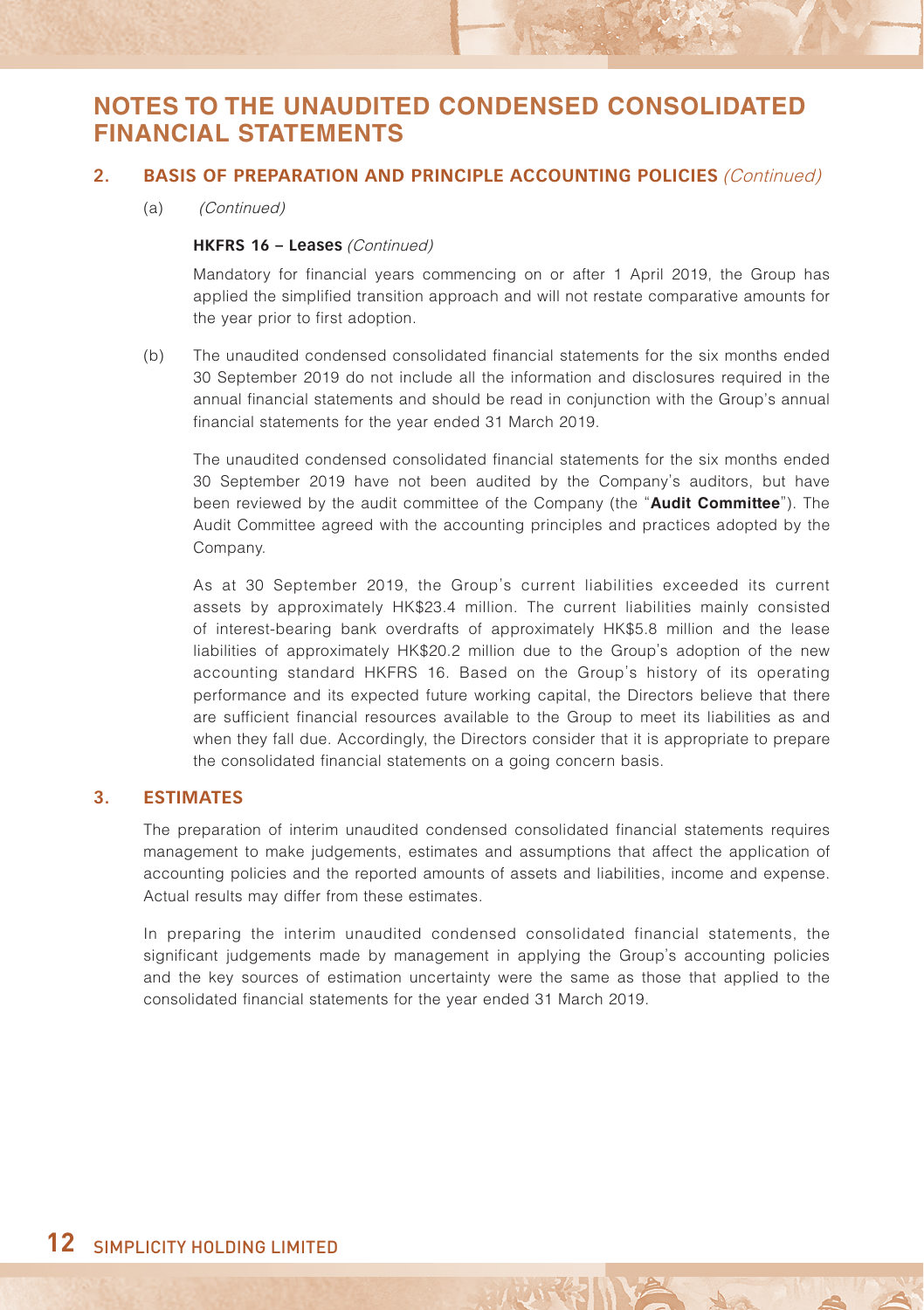# NOTES TO THE UNAUDITED CONDENSED CONSOLIDATED FINANCIAL STATEMENTS

## 2. BASIS OF PREPARATION AND PRINCIPLE ACCOUNTING POLICIES *(Continued)*

(a) *(Continued)*

**HKFRS 16 – Leases** *(Continued)*

Mandatory for financial years commencing on or after 1 April 2019, the Group has applied the simplified transition approach and will not restate comparative amounts for the year prior to first adoption.

(b) The unaudited condensed consolidated financial statements for the six months ended 30 September 2019 do not include all the information and disclosures required in the annual financial statements and should be read in conjunction with the Group's annual financial statements for the year ended 31 March 2019.

The unaudited condensed consolidated financial statements for the six months ended 30 September 2019 have not been audited by the Company's auditors, but have been reviewed by the audit committee of the Company (the "**Audit Committee**"). The Audit Committee agreed with the accounting principles and practices adopted by the Company.

As at 30 September 2019, the Group's current liabilities exceeded its current assets by approximately HK$23.4 million. The current liabilities mainly consisted of interest-bearing bank overdrafts of approximately HK$5.8 million and the lease liabilities of approximately HK$20.2 million due to the Group's adoption of the new accounting standard HKFRS 16. Based on the Group's history of its operating performance and its expected future working capital, the Directors believe that there are sufficient financial resources available to the Group to meet its liabilities as and when they fall due. Accordingly, the Directors consider that it is appropriate to prepare the consolidated financial statements on a going concern basis.

## 3. ESTIMATES

The preparation of interim unaudited condensed consolidated financial statements requires management to make judgements, estimates and assumptions that affect the application of accounting policies and the reported amounts of assets and liabilities, income and expense. Actual results may differ from these estimates.

In preparing the interim unaudited condensed consolidated financial statements, the significant judgements made by management in applying the Group's accounting policies and the key sources of estimation uncertainty were the same as those that applied to the consolidated financial statements for the year ended 31 March 2019.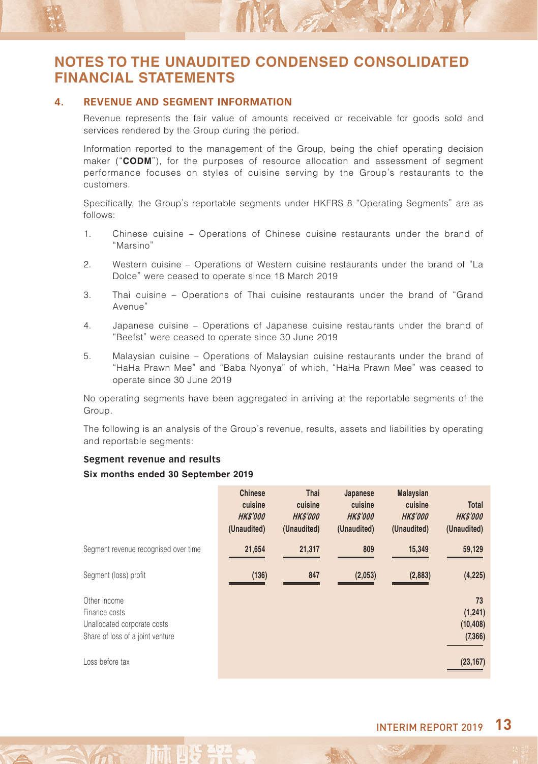# NOTES TO THE UNAUDITED CONDENSED CONSOLIDATED FINANCIAL STATEMENTS

## 4. REVENUE AND SEGMENT INFORMATION

Revenue represents the fair value of amounts received or receivable for goods sold and services rendered by the Group during the period.

Information reported to the management of the Group, being the chief operating decision maker ("**CODM**"), for the purposes of resource allocation and assessment of segment performance focuses on styles of cuisine serving by the Group's restaurants to the customers.

Specifically, the Group's reportable segments under HKFRS 8 "Operating Segments" are as follows:

1. Chinese cuisine – Operations of Chinese cuisine restaurants under the brand of "Marsino"
2. Western cuisine – Operations of Western cuisine restaurants under the brand of "La Dolce" were ceased to operate since 18 March 2019
3. Thai cuisine – Operations of Thai cuisine restaurants under the brand of "Grand Avenue"
4. Japanese cuisine – Operations of Japanese cuisine restaurants under the brand of "Beefst" were ceased to operate since 30 June 2019
5. Malaysian cuisine – Operations of Malaysian cuisine restaurants under the brand of "HaHa Prawn Mee" and "Baba Nyonya" of which, "HaHa Prawn Mee" was ceased to operate since 30 June 2019

No operating segments have been aggregated in arriving at the reportable segments of the Group.

The following is an analysis of the Group's revenue, results, assets and liabilities by operating and reportable segments:

### Segment revenue and results

**Six months ended 30 September 2019**

| | Chinese cuisine *HK$'000* (Unaudited) | Thai cuisine *HK$'000* (Unaudited) | Japanese cuisine *HK$'000* (Unaudited) | Malaysian cuisine *HK$'000* (Unaudited) | Total *HK$'000* (Unaudited) |
|---|---|---|---|---|---|
| Segment revenue recognised over time | 21,654 | 21,317 | 809 | 15,349 | 59,129 |
| Segment (loss) profit | (136) | 847 | (2,053) | (2,883) | (4,225) |
| Other income | | | | | 73 |
| Finance costs | | | | | (1,241) |
| Unallocated corporate costs | | | | | (10,408) |
| Share of loss of a joint venture | | | | | (7,366) |
| Loss before tax | | | | | (23,167) |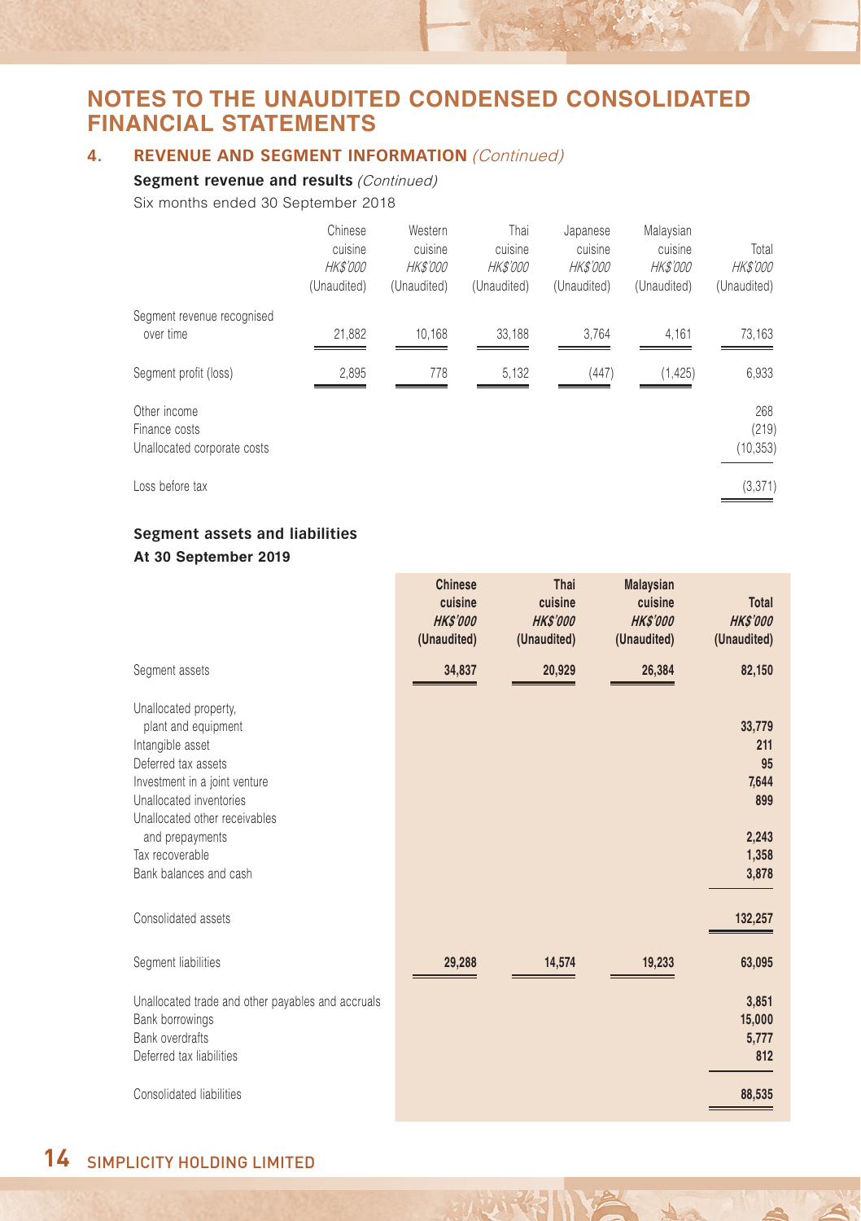# NOTES TO THE UNAUDITED CONDENSED CONSOLIDATED FINANCIAL STATEMENTS

## 4. REVENUE AND SEGMENT INFORMATION *(Continued)*

### Segment revenue and results *(Continued)*

Six months ended 30 September 2018

| | Chinese cuisine *HK$'000* (Unaudited) | Western cuisine *HK$'000* (Unaudited) | Thai cuisine *HK$'000* (Unaudited) | Japanese cuisine *HK$'000* (Unaudited) | Malaysian cuisine *HK$'000* (Unaudited) | Total *HK$'000* (Unaudited) |
|---|---|---|---|---|---|---|
| Segment revenue recognised over time | 21,882 | 10,168 | 33,188 | 3,764 | 4,161 | 73,163 |
| Segment profit (loss) | 2,895 | 778 | 5,132 | (447) | (1,425) | 6,933 |
| Other income | | | | | | 268 |
| Finance costs | | | | | | (219) |
| Unallocated corporate costs | | | | | | (10,353) |
| Loss before tax | | | | | | (3,371) |

### Segment assets and liabilities

**At 30 September 2019**

| | **Chinese cuisine** ***HK$'000*** **(Unaudited)** | **Thai cuisine** ***HK$'000*** **(Unaudited)** | **Malaysian cuisine** ***HK$'000*** **(Unaudited)** | **Total** ***HK$'000*** **(Unaudited)** |
|---|---|---|---|---|
| Segment assets | **34,837** | **20,929** | **26,384** | **82,150** |
| Unallocated property, plant and equipment | | | | **33,779** |
| Intangible asset | | | | **211** |
| Deferred tax assets | | | | **95** |
| Investment in a joint venture | | | | **7,644** |
| Unallocated inventories | | | | **899** |
| Unallocated other receivables and prepayments | | | | **2,243** |
| Tax recoverable | | | | **1,358** |
| Bank balances and cash | | | | **3,878** |
| Consolidated assets | | | | **132,257** |
| Segment liabilities | **29,288** | **14,574** | **19,233** | **63,095** |
| Unallocated trade and other payables and accruals | | | | **3,851** |
| Bank borrowings | | | | **15,000** |
| Bank overdrafts | | | | **5,777** |
| Deferred tax liabilities | | | | **812** |
| Consolidated liabilities | | | | **88,535** |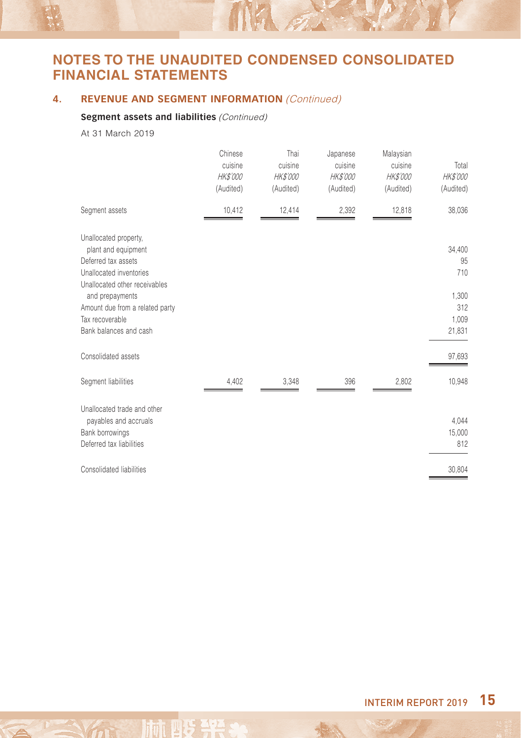# NOTES TO THE UNAUDITED CONDENSED CONSOLIDATED FINANCIAL STATEMENTS

## 4. REVENUE AND SEGMENT INFORMATION *(Continued)*

### Segment assets and liabilities *(Continued)*

At 31 March 2019

| | Chinese cuisine *HK$'000* (Audited) | Thai cuisine *HK$'000* (Audited) | Japanese cuisine *HK$'000* (Audited) | Malaysian cuisine *HK$'000* (Audited) | Total *HK$'000* (Audited) |
|---|---|---|---|---|---|
| Segment assets | 10,412 | 12,414 | 2,392 | 12,818 | 38,036 |
| Unallocated property, plant and equipment | | | | | 34,400 |
| Deferred tax assets | | | | | 95 |
| Unallocated inventories | | | | | 710 |
| Unallocated other receivables and prepayments | | | | | 1,300 |
| Amount due from a related party | | | | | 312 |
| Tax recoverable | | | | | 1,009 |
| Bank balances and cash | | | | | 21,831 |
| Consolidated assets | | | | | 97,693 |
| Segment liabilities | 4,402 | 3,348 | 396 | 2,802 | 10,948 |
| Unallocated trade and other payables and accruals | | | | | 4,044 |
| Bank borrowings | | | | | 15,000 |
| Deferred tax liabilities | | | | | 812 |
| Consolidated liabilities | | | | | 30,804 |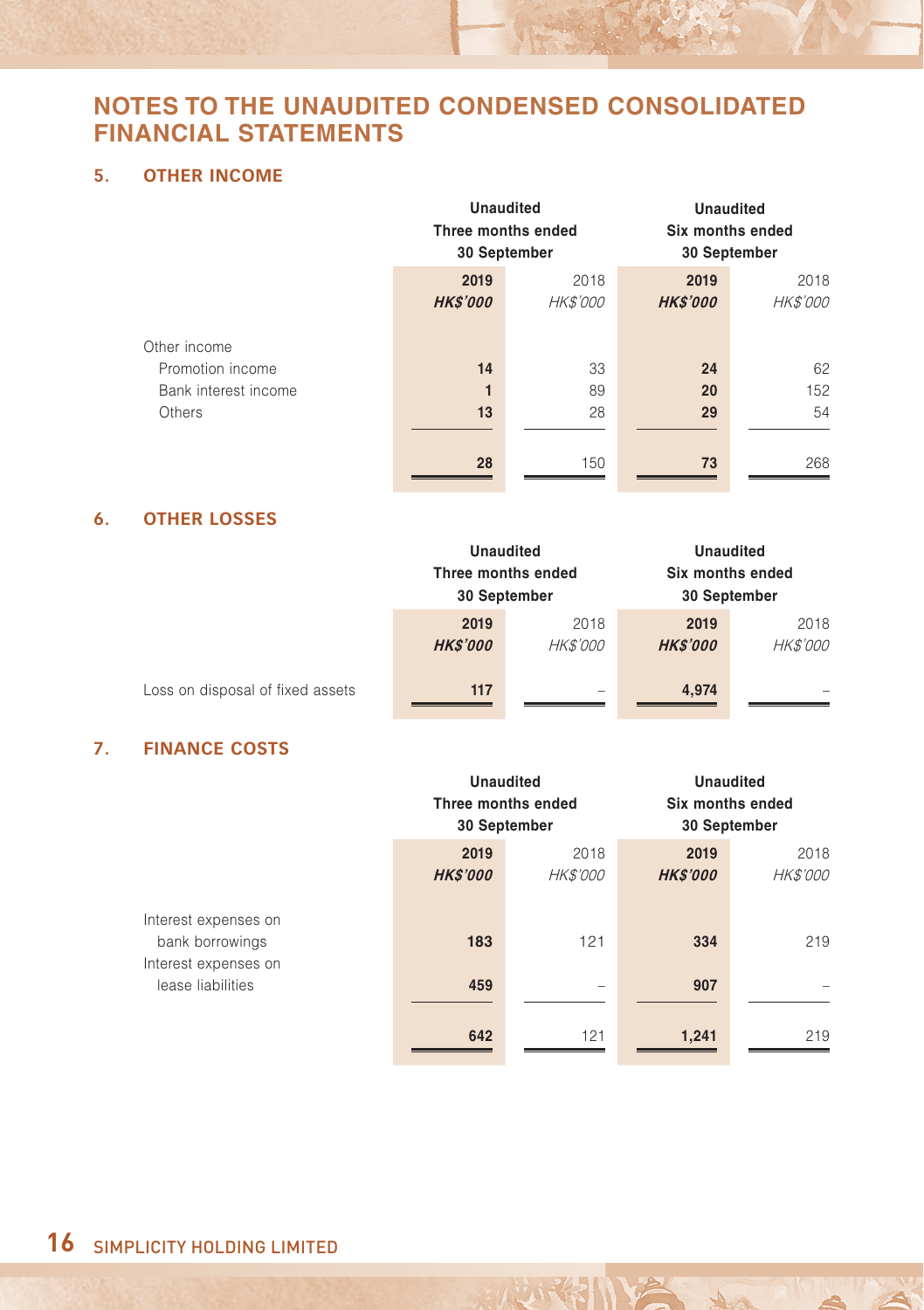# NOTES TO THE UNAUDITED CONDENSED CONSOLIDATED FINANCIAL STATEMENTS

## 5. OTHER INCOME

| | Unaudited Three months ended 30 September | | Unaudited Six months ended 30 September | |
|---|---|---|---|---|
| | **2019** | 2018 | **2019** | 2018 |
| | ***HK$'000*** | *HK$'000* | ***HK$'000*** | *HK$'000* |
| Other income | | | | |
| Promotion income | **14** | 33 | **24** | 62 |
| Bank interest income | **1** | 89 | **20** | 152 |
| Others | **13** | 28 | **29** | 54 |
| | **28** | 150 | **73** | 268 |

## 6. OTHER LOSSES

| | Unaudited Three months ended 30 September | | Unaudited Six months ended 30 September | |
|---|---|---|---|---|
| | **2019** | 2018 | **2019** | 2018 |
| | ***HK$'000*** | *HK$'000* | ***HK$'000*** | *HK$'000* |
| Loss on disposal of fixed assets | **117** | – | **4,974** | – |

## 7. FINANCE COSTS

| | Unaudited Three months ended 30 September | | Unaudited Six months ended 30 September | |
|---|---|---|---|---|
| | **2019** | 2018 | **2019** | 2018 |
| | ***HK$'000*** | *HK$'000* | ***HK$'000*** | *HK$'000* |
| Interest expenses on bank borrowings | **183** | 121 | **334** | 219 |
| Interest expenses on lease liabilities | **459** | – | **907** | – |
| | **642** | 121 | **1,241** | 219 |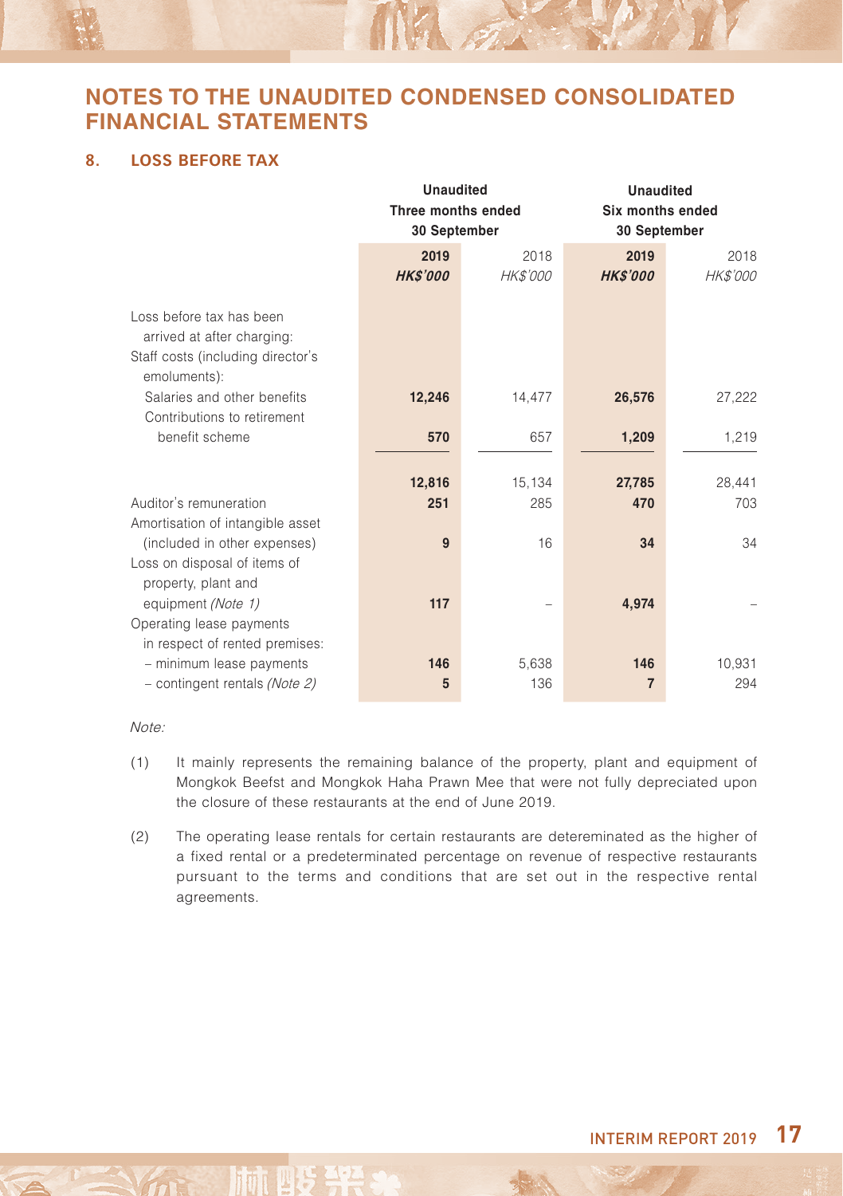# NOTES TO THE UNAUDITED CONDENSED CONSOLIDATED FINANCIAL STATEMENTS

## 8. LOSS BEFORE TAX

| | Unaudited Three months ended 30 September | | Unaudited Six months ended 30 September | |
|---|---|---|---|---|
| | **2019** | 2018 | **2019** | 2018 |
| | ***HK$'000*** | *HK$'000* | ***HK$'000*** | *HK$'000* |
| Loss before tax has been arrived at after charging: | | | | |
| Staff costs (including director's emoluments): | | | | |
| Salaries and other benefits | **12,246** | 14,477 | **26,576** | 27,222 |
| Contributions to retirement benefit scheme | **570** | 657 | **1,209** | 1,219 |
| | **12,816** | 15,134 | **27,785** | 28,441 |
| Auditor's remuneration | **251** | 285 | **470** | 703 |
| Amortisation of intangible asset (included in other expenses) | **9** | 16 | **34** | 34 |
| Loss on disposal of items of property, plant and equipment *(Note 1)* | **117** | – | **4,974** | – |
| Operating lease payments in respect of rented premises: | | | | |
| – minimum lease payments | **146** | 5,638 | **146** | 10,931 |
| – contingent rentals *(Note 2)* | **5** | 136 | **7** | 294 |

*Note:*

(1) It mainly represents the remaining balance of the property, plant and equipment of Mongkok Beefst and Mongkok Haha Prawn Mee that were not fully depreciated upon the closure of these restaurants at the end of June 2019.

(2) The operating lease rentals for certain restaurants are detereminated as the higher of a fixed rental or a predeterminated percentage on revenue of respective restaurants pursuant to the terms and conditions that are set out in the respective rental agreements.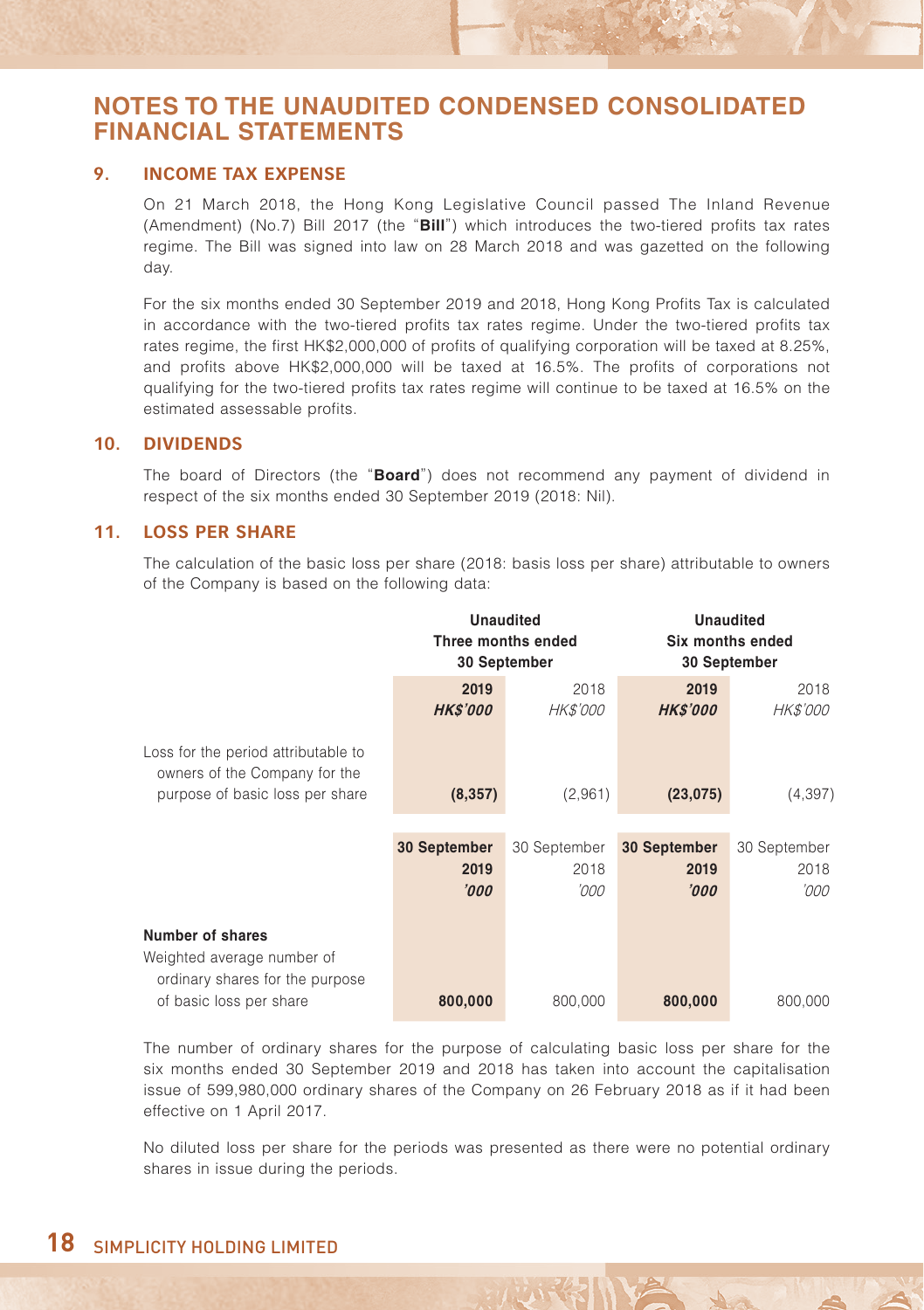# NOTES TO THE UNAUDITED CONDENSED CONSOLIDATED FINANCIAL STATEMENTS

## 9. INCOME TAX EXPENSE

On 21 March 2018, the Hong Kong Legislative Council passed The Inland Revenue (Amendment) (No.7) Bill 2017 (the "**Bill**") which introduces the two-tiered profits tax rates regime. The Bill was signed into law on 28 March 2018 and was gazetted on the following day.

For the six months ended 30 September 2019 and 2018, Hong Kong Profits Tax is calculated in accordance with the two-tiered profits tax rates regime. Under the two-tiered profits tax rates regime, the first HK$2,000,000 of profits of qualifying corporation will be taxed at 8.25%, and profits above HK$2,000,000 will be taxed at 16.5%. The profits of corporations not qualifying for the two-tiered profits tax rates regime will continue to be taxed at 16.5% on the estimated assessable profits.

## 10. DIVIDENDS

The board of Directors (the "**Board**") does not recommend any payment of dividend in respect of the six months ended 30 September 2019 (2018: Nil).

## 11. LOSS PER SHARE

The calculation of the basic loss per share (2018: basis loss per share) attributable to owners of the Company is based on the following data:

| | **Unaudited Three months ended 30 September** | | **Unaudited Six months ended 30 September** | |
|---|---|---|---|---|
| | **2019** | 2018 | **2019** | 2018 |
| | ***HK$'000*** | *HK$'000* | ***HK$'000*** | *HK$'000* |
| Loss for the period attributable to owners of the Company for the purpose of basic loss per share | **(8,357)** | (2,961) | **(23,075)** | (4,397) |
| | **30 September 2019** | 30 September 2018 | **30 September 2019** | 30 September 2018 |
| | ***'000*** | *'000* | ***'000*** | *'000* |
| **Number of shares** | | | | |
| Weighted average number of ordinary shares for the purpose of basic loss per share | **800,000** | 800,000 | **800,000** | 800,000 |

The number of ordinary shares for the purpose of calculating basic loss per share for the six months ended 30 September 2019 and 2018 has taken into account the capitalisation issue of 599,980,000 ordinary shares of the Company on 26 February 2018 as if it had been effective on 1 April 2017.

No diluted loss per share for the periods was presented as there were no potential ordinary shares in issue during the periods.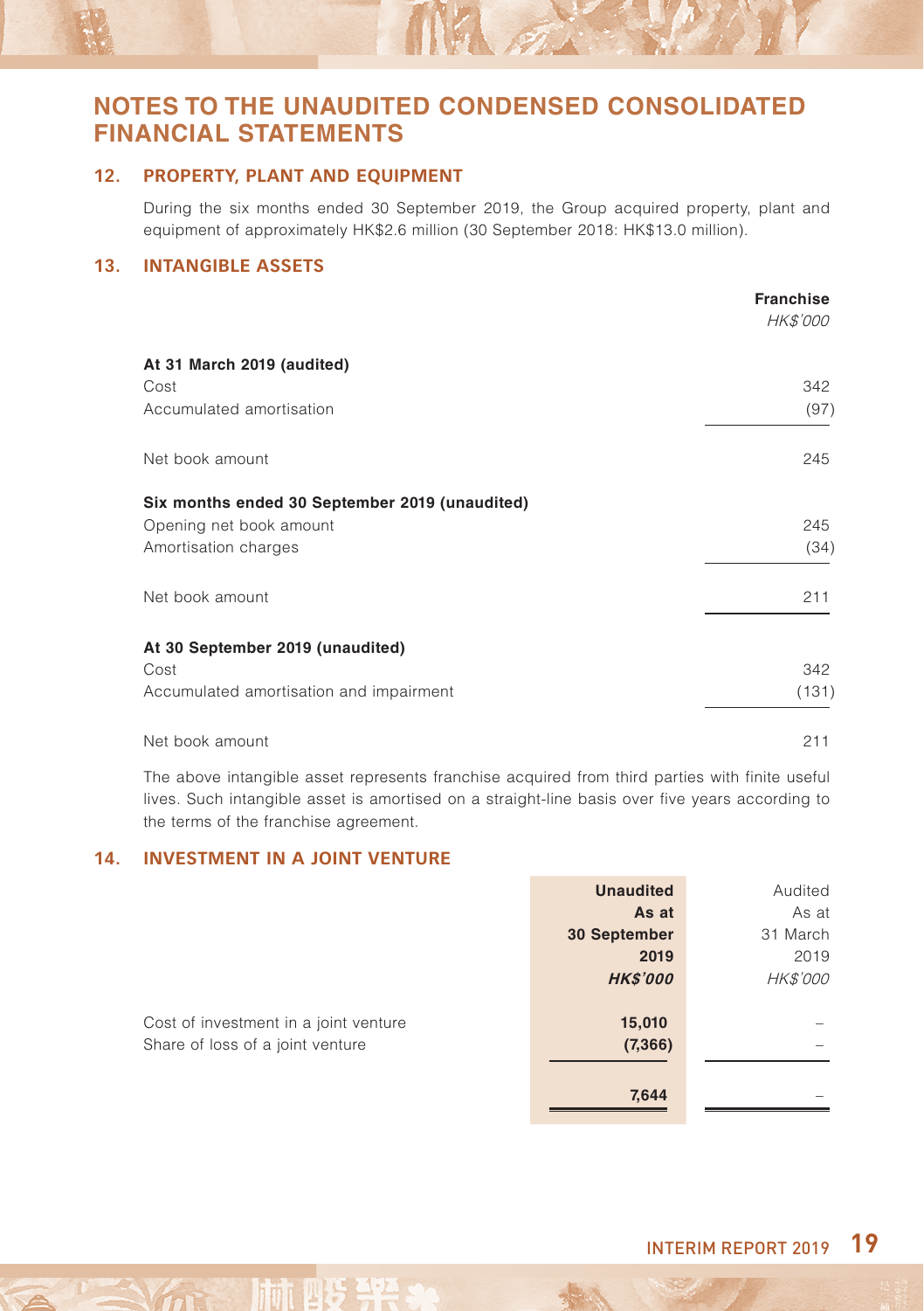# NOTES TO THE UNAUDITED CONDENSED CONSOLIDATED FINANCIAL STATEMENTS

## 12. PROPERTY, PLANT AND EQUIPMENT

During the six months ended 30 September 2019, the Group acquired property, plant and equipment of approximately HK$2.6 million (30 September 2018: HK$13.0 million).

## 13. INTANGIBLE ASSETS

| | **Franchise** |
|---|---|
| | *HK$'000* |
| **At 31 March 2019 (audited)** | |
| Cost | 342 |
| Accumulated amortisation | (97) |
| Net book amount | 245 |
| **Six months ended 30 September 2019 (unaudited)** | |
| Opening net book amount | 245 |
| Amortisation charges | (34) |
| Net book amount | 211 |
| **At 30 September 2019 (unaudited)** | |
| Cost | 342 |
| Accumulated amortisation and impairment | (131) |
| Net book amount | 211 |

The above intangible asset represents franchise acquired from third parties with finite useful lives. Such intangible asset is amortised on a straight-line basis over five years according to the terms of the franchise agreement.

## 14. INVESTMENT IN A JOINT VENTURE

| | **Unaudited As at 30 September 2019** | Audited As at 31 March 2019 |
|---|---|---|
| | ***HK$'000*** | *HK$'000* |
| Cost of investment in a joint venture | **15,010** | – |
| Share of loss of a joint venture | **(7,366)** | – |
| | **7,644** | – |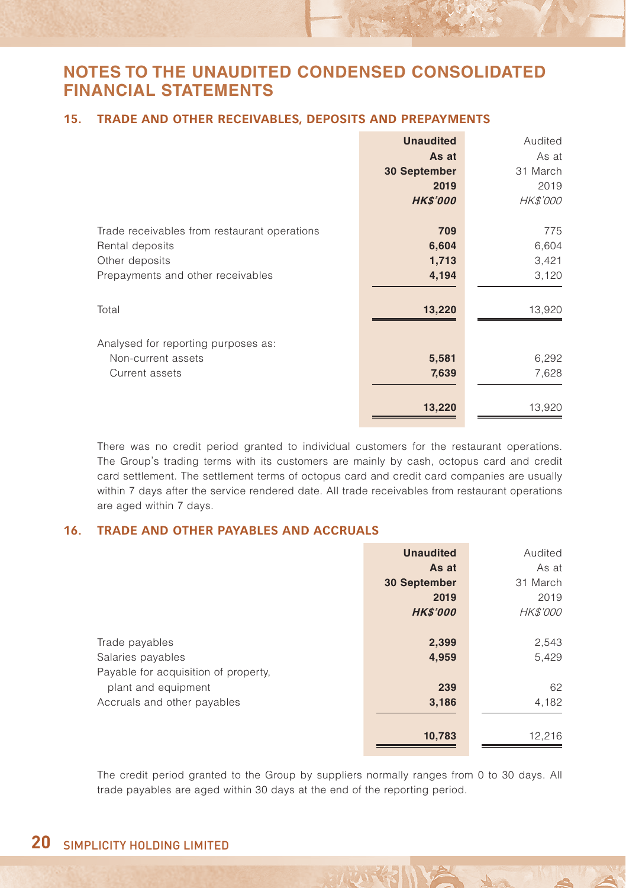# NOTES TO THE UNAUDITED CONDENSED CONSOLIDATED FINANCIAL STATEMENTS

## 15. TRADE AND OTHER RECEIVABLES, DEPOSITS AND PREPAYMENTS

| | **Unaudited As at 30 September 2019** ***HK$'000*** | Audited As at 31 March 2019 *HK$'000* |
|---|---|---|
| Trade receivables from restaurant operations | **709** | 775 |
| Rental deposits | **6,604** | 6,604 |
| Other deposits | **1,713** | 3,421 |
| Prepayments and other receivables | **4,194** | 3,120 |
| Total | **13,220** | 13,920 |
| Analysed for reporting purposes as: | | |
| Non-current assets | **5,581** | 6,292 |
| Current assets | **7,639** | 7,628 |
| | **13,220** | 13,920 |

There was no credit period granted to individual customers for the restaurant operations. The Group's trading terms with its customers are mainly by cash, octopus card and credit card settlement. The settlement terms of octopus card and credit card companies are usually within 7 days after the service rendered date. All trade receivables from restaurant operations are aged within 7 days.

## 16. TRADE AND OTHER PAYABLES AND ACCRUALS

| | **Unaudited As at 30 September 2019** ***HK$'000*** | Audited As at 31 March 2019 *HK$'000* |
|---|---|---|
| Trade payables | **2,399** | 2,543 |
| Salaries payables | **4,959** | 5,429 |
| Payable for acquisition of property, plant and equipment | **239** | 62 |
| Accruals and other payables | **3,186** | 4,182 |
| | **10,783** | 12,216 |

The credit period granted to the Group by suppliers normally ranges from 0 to 30 days. All trade payables are aged within 30 days at the end of the reporting period.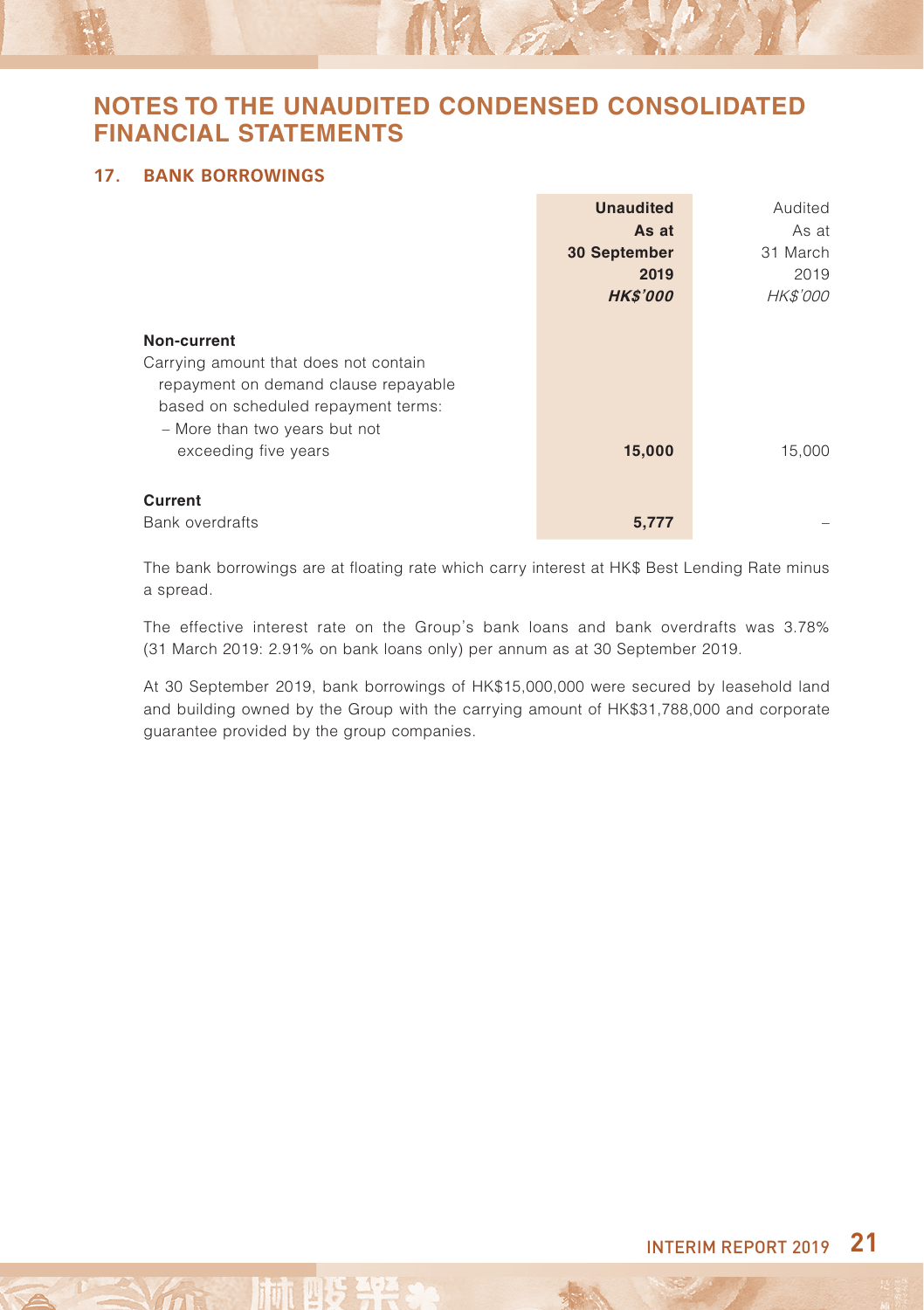# NOTES TO THE UNAUDITED CONDENSED CONSOLIDATED FINANCIAL STATEMENTS

## 17. BANK BORROWINGS

| | **Unaudited As at 30 September 2019 *HK$'000*** | Audited As at 31 March 2019 *HK$'000* |
|---|---|---|
| **Non-current** | | |
| Carrying amount that does not contain repayment on demand clause repayable based on scheduled repayment terms: | | |
| – More than two years but not exceeding five years | **15,000** | 15,000 |
| **Current** | | |
| Bank overdrafts | **5,777** | – |

The bank borrowings are at floating rate which carry interest at HK$ Best Lending Rate minus a spread.

The effective interest rate on the Group's bank loans and bank overdrafts was 3.78% (31 March 2019: 2.91% on bank loans only) per annum as at 30 September 2019.

At 30 September 2019, bank borrowings of HK$15,000,000 were secured by leasehold land and building owned by the Group with the carrying amount of HK$31,788,000 and corporate guarantee provided by the group companies.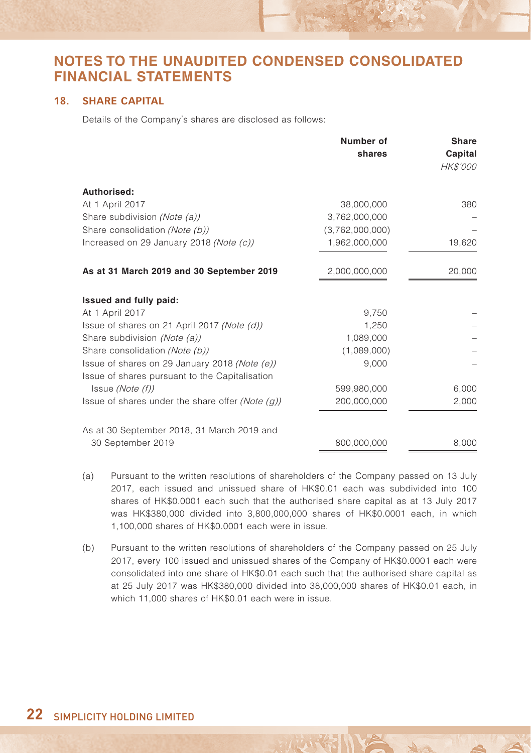# NOTES TO THE UNAUDITED CONDENSED CONSOLIDATED FINANCIAL STATEMENTS

## 18. SHARE CAPITAL

Details of the Company's shares are disclosed as follows:

| | Number of shares | Share Capital |
|---|---|---|
| | | *HK$'000* |
| **Authorised:** | | |
| At 1 April 2017 | 38,000,000 | 380 |
| Share subdivision *(Note (a))* | 3,762,000,000 | – |
| Share consolidation *(Note (b))* | (3,762,000,000) | – |
| Increased on 29 January 2018 *(Note (c))* | 1,962,000,000 | 19,620 |
| **As at 31 March 2019 and 30 September 2019** | 2,000,000,000 | 20,000 |
| **Issued and fully paid:** | | |
| At 1 April 2017 | 9,750 | – |
| Issue of shares on 21 April 2017 *(Note (d))* | 1,250 | – |
| Share subdivision *(Note (a))* | 1,089,000 | – |
| Share consolidation *(Note (b))* | (1,089,000) | – |
| Issue of shares on 29 January 2018 *(Note (e))* | 9,000 | – |
| Issue of shares pursuant to the Capitalisation Issue *(Note (f))* | 599,980,000 | 6,000 |
| Issue of shares under the share offer *(Note (g))* | 200,000,000 | 2,000 |
| As at 30 September 2018, 31 March 2019 and 30 September 2019 | 800,000,000 | 8,000 |

(a) Pursuant to the written resolutions of shareholders of the Company passed on 13 July 2017, each issued and unissued share of HK$0.01 each was subdivided into 100 shares of HK$0.0001 each such that the authorised share capital as at 13 July 2017 was HK$380,000 divided into 3,800,000,000 shares of HK$0.0001 each, in which 1,100,000 shares of HK$0.0001 each were in issue.

(b) Pursuant to the written resolutions of shareholders of the Company passed on 25 July 2017, every 100 issued and unissued shares of the Company of HK$0.0001 each were consolidated into one share of HK$0.01 each such that the authorised share capital as at 25 July 2017 was HK$380,000 divided into 38,000,000 shares of HK$0.01 each, in which 11,000 shares of HK$0.01 each were in issue.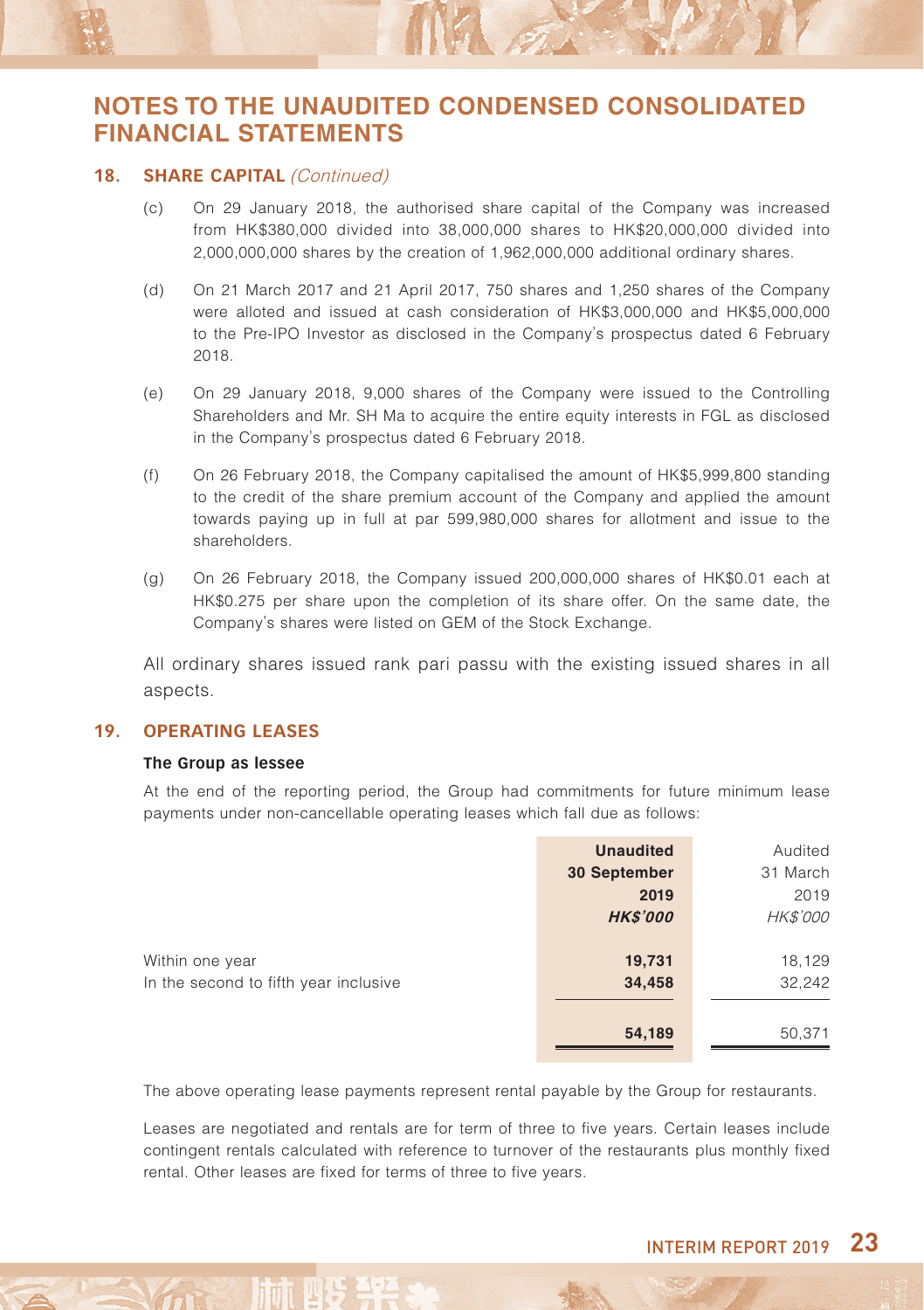# NOTES TO THE UNAUDITED CONDENSED CONSOLIDATED FINANCIAL STATEMENTS

## 18. SHARE CAPITAL *(Continued)*

(c) On 29 January 2018, the authorised share capital of the Company was increased from HK$380,000 divided into 38,000,000 shares to HK$20,000,000 divided into 2,000,000,000 shares by the creation of 1,962,000,000 additional ordinary shares.

(d) On 21 March 2017 and 21 April 2017, 750 shares and 1,250 shares of the Company were alloted and issued at cash consideration of HK$3,000,000 and HK$5,000,000 to the Pre-IPO Investor as disclosed in the Company's prospectus dated 6 February 2018.

(e) On 29 January 2018, 9,000 shares of the Company were issued to the Controlling Shareholders and Mr. SH Ma to acquire the entire equity interests in FGL as disclosed in the Company's prospectus dated 6 February 2018.

(f) On 26 February 2018, the Company capitalised the amount of HK$5,999,800 standing to the credit of the share premium account of the Company and applied the amount towards paying up in full at par 599,980,000 shares for allotment and issue to the shareholders.

(g) On 26 February 2018, the Company issued 200,000,000 shares of HK$0.01 each at HK$0.275 per share upon the completion of its share offer. On the same date, the Company's shares were listed on GEM of the Stock Exchange.

All ordinary shares issued rank pari passu with the existing issued shares in all aspects.

## 19. OPERATING LEASES

**The Group as lessee**

At the end of the reporting period, the Group had commitments for future minimum lease payments under non-cancellable operating leases which fall due as follows:

| | **Unaudited 30 September 2019 *HK$'000*** | Audited 31 March 2019 *HK$'000* |
|---|---|---|
| Within one year | **19,731** | 18,129 |
| In the second to fifth year inclusive | **34,458** | 32,242 |
| | **54,189** | 50,371 |

The above operating lease payments represent rental payable by the Group for restaurants.

Leases are negotiated and rentals are for term of three to five years. Certain leases include contingent rentals calculated with reference to turnover of the restaurants plus monthly fixed rental. Other leases are fixed for terms of three to five years.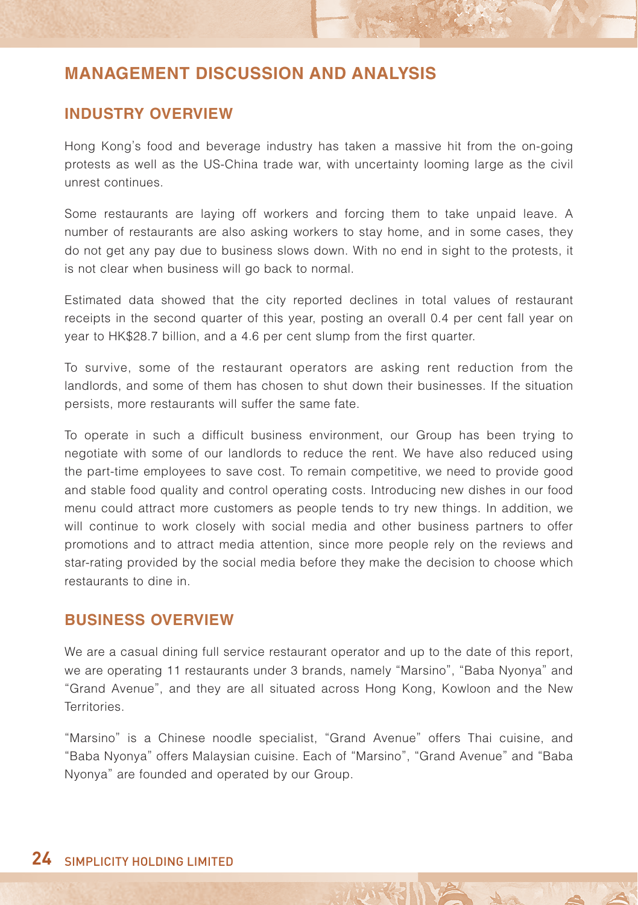# MANAGEMENT DISCUSSION AND ANALYSIS

## INDUSTRY OVERVIEW

Hong Kong's food and beverage industry has taken a massive hit from the on-going protests as well as the US-China trade war, with uncertainty looming large as the civil unrest continues.

Some restaurants are laying off workers and forcing them to take unpaid leave. A number of restaurants are also asking workers to stay home, and in some cases, they do not get any pay due to business slows down. With no end in sight to the protests, it is not clear when business will go back to normal.

Estimated data showed that the city reported declines in total values of restaurant receipts in the second quarter of this year, posting an overall 0.4 per cent fall year on year to HK$28.7 billion, and a 4.6 per cent slump from the first quarter.

To survive, some of the restaurant operators are asking rent reduction from the landlords, and some of them has chosen to shut down their businesses. If the situation persists, more restaurants will suffer the same fate.

To operate in such a difficult business environment, our Group has been trying to negotiate with some of our landlords to reduce the rent. We have also reduced using the part-time employees to save cost. To remain competitive, we need to provide good and stable food quality and control operating costs. Introducing new dishes in our food menu could attract more customers as people tends to try new things. In addition, we will continue to work closely with social media and other business partners to offer promotions and to attract media attention, since more people rely on the reviews and star-rating provided by the social media before they make the decision to choose which restaurants to dine in.

## BUSINESS OVERVIEW

We are a casual dining full service restaurant operator and up to the date of this report, we are operating 11 restaurants under 3 brands, namely "Marsino", "Baba Nyonya" and "Grand Avenue", and they are all situated across Hong Kong, Kowloon and the New Territories.

"Marsino" is a Chinese noodle specialist, "Grand Avenue" offers Thai cuisine, and "Baba Nyonya" offers Malaysian cuisine. Each of "Marsino", "Grand Avenue" and "Baba Nyonya" are founded and operated by our Group.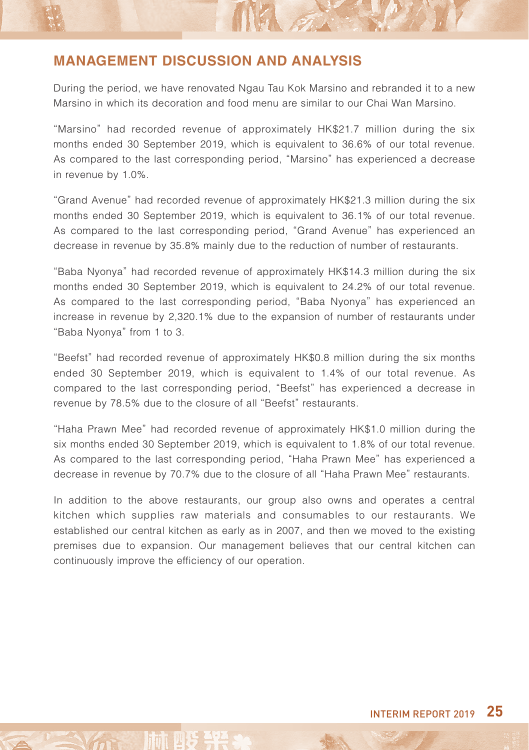## MANAGEMENT DISCUSSION AND ANALYSIS

During the period, we have renovated Ngau Tau Kok Marsino and rebranded it to a new Marsino in which its decoration and food menu are similar to our Chai Wan Marsino.

"Marsino" had recorded revenue of approximately HK$21.7 million during the six months ended 30 September 2019, which is equivalent to 36.6% of our total revenue. As compared to the last corresponding period, "Marsino" has experienced a decrease in revenue by 1.0%.

"Grand Avenue" had recorded revenue of approximately HK$21.3 million during the six months ended 30 September 2019, which is equivalent to 36.1% of our total revenue. As compared to the last corresponding period, "Grand Avenue" has experienced an decrease in revenue by 35.8% mainly due to the reduction of number of restaurants.

"Baba Nyonya" had recorded revenue of approximately HK$14.3 million during the six months ended 30 September 2019, which is equivalent to 24.2% of our total revenue. As compared to the last corresponding period, "Baba Nyonya" has experienced an increase in revenue by 2,320.1% due to the expansion of number of restaurants under "Baba Nyonya" from 1 to 3.

"Beefst" had recorded revenue of approximately HK$0.8 million during the six months ended 30 September 2019, which is equivalent to 1.4% of our total revenue. As compared to the last corresponding period, "Beefst" has experienced a decrease in revenue by 78.5% due to the closure of all "Beefst" restaurants.

"Haha Prawn Mee" had recorded revenue of approximately HK$1.0 million during the six months ended 30 September 2019, which is equivalent to 1.8% of our total revenue. As compared to the last corresponding period, "Haha Prawn Mee" has experienced a decrease in revenue by 70.7% due to the closure of all "Haha Prawn Mee" restaurants.

In addition to the above restaurants, our group also owns and operates a central kitchen which supplies raw materials and consumables to our restaurants. We established our central kitchen as early as in 2007, and then we moved to the existing premises due to expansion. Our management believes that our central kitchen can continuously improve the efficiency of our operation.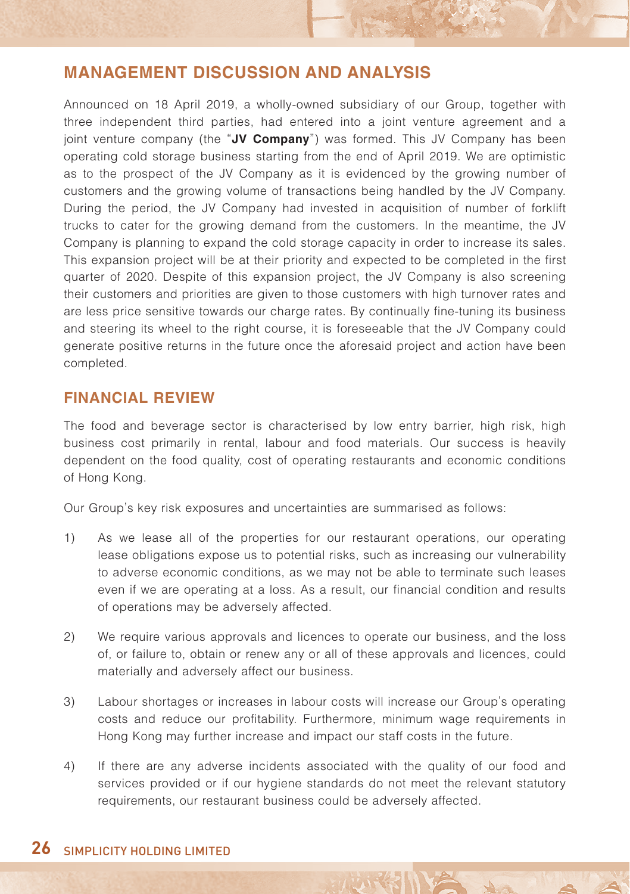## MANAGEMENT DISCUSSION AND ANALYSIS

Announced on 18 April 2019, a wholly-owned subsidiary of our Group, together with three independent third parties, had entered into a joint venture agreement and a joint venture company (the "**JV Company**") was formed. This JV Company has been operating cold storage business starting from the end of April 2019. We are optimistic as to the prospect of the JV Company as it is evidenced by the growing number of customers and the growing volume of transactions being handled by the JV Company. During the period, the JV Company had invested in acquisition of number of forklift trucks to cater for the growing demand from the customers. In the meantime, the JV Company is planning to expand the cold storage capacity in order to increase its sales. This expansion project will be at their priority and expected to be completed in the first quarter of 2020. Despite of this expansion project, the JV Company is also screening their customers and priorities are given to those customers with high turnover rates and are less price sensitive towards our charge rates. By continually fine-tuning its business and steering its wheel to the right course, it is foreseeable that the JV Company could generate positive returns in the future once the aforesaid project and action have been completed.

## FINANCIAL REVIEW

The food and beverage sector is characterised by low entry barrier, high risk, high business cost primarily in rental, labour and food materials. Our success is heavily dependent on the food quality, cost of operating restaurants and economic conditions of Hong Kong.

Our Group's key risk exposures and uncertainties are summarised as follows:

1) As we lease all of the properties for our restaurant operations, our operating lease obligations expose us to potential risks, such as increasing our vulnerability to adverse economic conditions, as we may not be able to terminate such leases even if we are operating at a loss. As a result, our financial condition and results of operations may be adversely affected.

2) We require various approvals and licences to operate our business, and the loss of, or failure to, obtain or renew any or all of these approvals and licences, could materially and adversely affect our business.

3) Labour shortages or increases in labour costs will increase our Group's operating costs and reduce our profitability. Furthermore, minimum wage requirements in Hong Kong may further increase and impact our staff costs in the future.

4) If there are any adverse incidents associated with the quality of our food and services provided or if our hygiene standards do not meet the relevant statutory requirements, our restaurant business could be adversely affected.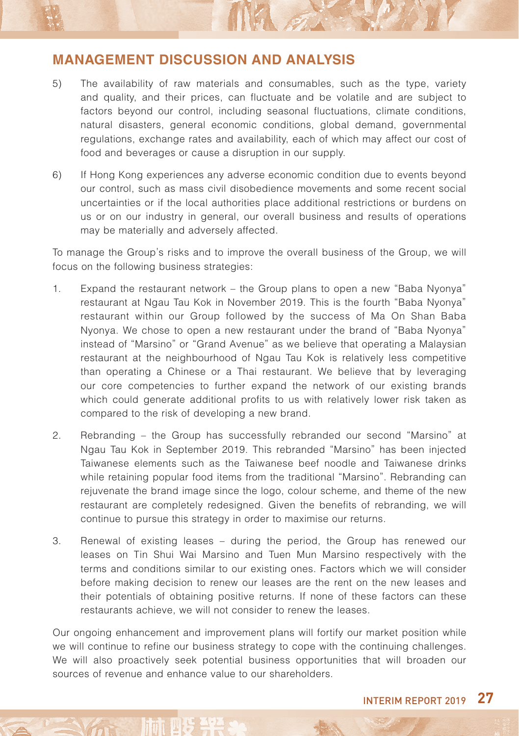## MANAGEMENT DISCUSSION AND ANALYSIS

5) The availability of raw materials and consumables, such as the type, variety and quality, and their prices, can fluctuate and be volatile and are subject to factors beyond our control, including seasonal fluctuations, climate conditions, natural disasters, general economic conditions, global demand, governmental regulations, exchange rates and availability, each of which may affect our cost of food and beverages or cause a disruption in our supply.

6) If Hong Kong experiences any adverse economic condition due to events beyond our control, such as mass civil disobedience movements and some recent social uncertainties or if the local authorities place additional restrictions or burdens on us or on our industry in general, our overall business and results of operations may be materially and adversely affected.

To manage the Group's risks and to improve the overall business of the Group, we will focus on the following business strategies:

1. Expand the restaurant network – the Group plans to open a new "Baba Nyonya" restaurant at Ngau Tau Kok in November 2019. This is the fourth "Baba Nyonya" restaurant within our Group followed by the success of Ma On Shan Baba Nyonya. We chose to open a new restaurant under the brand of "Baba Nyonya" instead of "Marsino" or "Grand Avenue" as we believe that operating a Malaysian restaurant at the neighbourhood of Ngau Tau Kok is relatively less competitive than operating a Chinese or a Thai restaurant. We believe that by leveraging our core competencies to further expand the network of our existing brands which could generate additional profits to us with relatively lower risk taken as compared to the risk of developing a new brand.

2. Rebranding – the Group has successfully rebranded our second "Marsino" at Ngau Tau Kok in September 2019. This rebranded "Marsino" has been injected Taiwanese elements such as the Taiwanese beef noodle and Taiwanese drinks while retaining popular food items from the traditional "Marsino". Rebranding can rejuvenate the brand image since the logo, colour scheme, and theme of the new restaurant are completely redesigned. Given the benefits of rebranding, we will continue to pursue this strategy in order to maximise our returns.

3. Renewal of existing leases – during the period, the Group has renewed our leases on Tin Shui Wai Marsino and Tuen Mun Marsino respectively with the terms and conditions similar to our existing ones. Factors which we will consider before making decision to renew our leases are the rent on the new leases and their potentials of obtaining positive returns. If none of these factors can these restaurants achieve, we will not consider to renew the leases.

Our ongoing enhancement and improvement plans will fortify our market position while we will continue to refine our business strategy to cope with the continuing challenges. We will also proactively seek potential business opportunities that will broaden our sources of revenue and enhance value to our shareholders.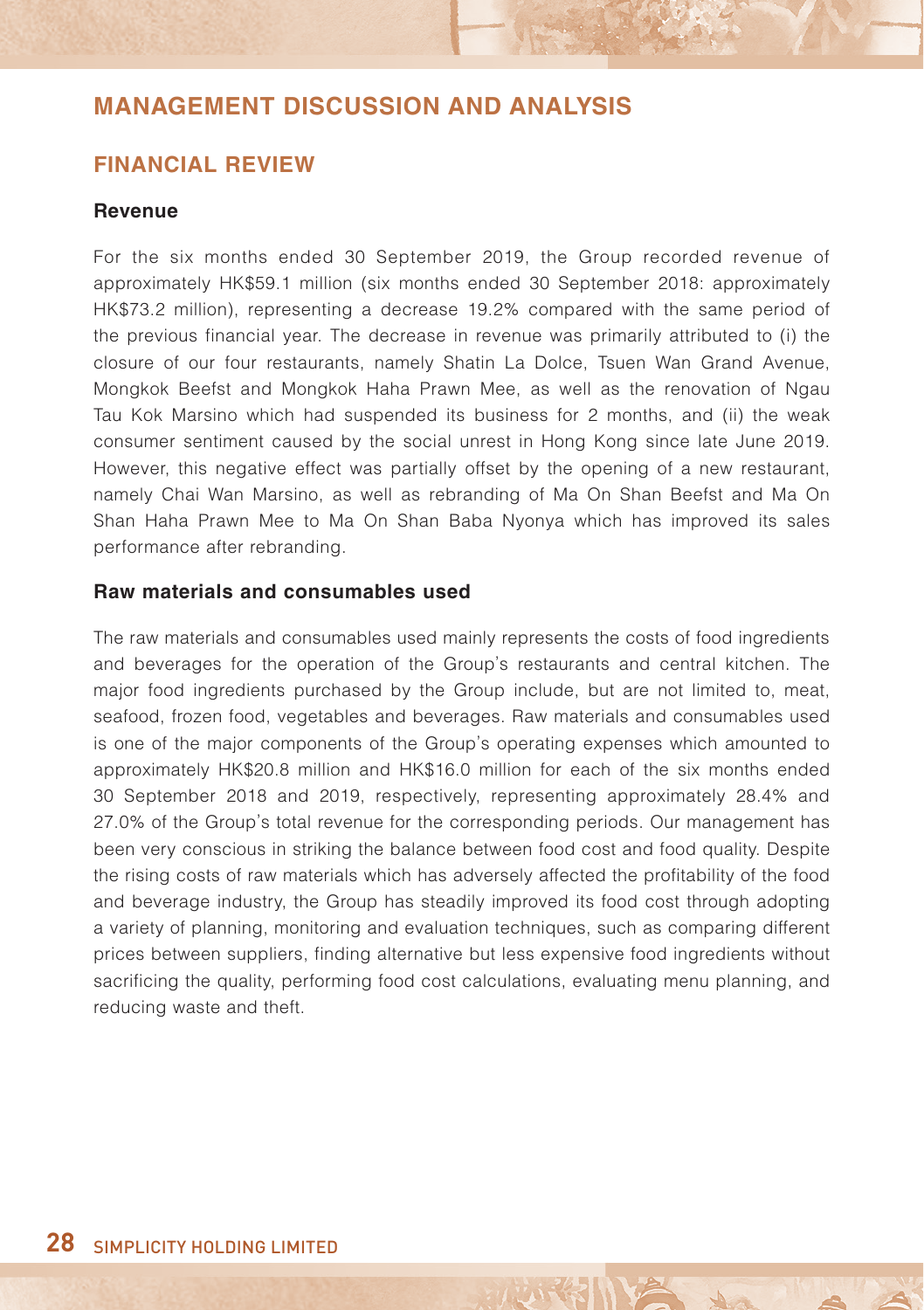# MANAGEMENT DISCUSSION AND ANALYSIS

## FINANCIAL REVIEW

### Revenue

For the six months ended 30 September 2019, the Group recorded revenue of approximately HK$59.1 million (six months ended 30 September 2018: approximately HK$73.2 million), representing a decrease 19.2% compared with the same period of the previous financial year. The decrease in revenue was primarily attributed to (i) the closure of our four restaurants, namely Shatin La Dolce, Tsuen Wan Grand Avenue, Mongkok Beefst and Mongkok Haha Prawn Mee, as well as the renovation of Ngau Tau Kok Marsino which had suspended its business for 2 months, and (ii) the weak consumer sentiment caused by the social unrest in Hong Kong since late June 2019. However, this negative effect was partially offset by the opening of a new restaurant, namely Chai Wan Marsino, as well as rebranding of Ma On Shan Beefst and Ma On Shan Haha Prawn Mee to Ma On Shan Baba Nyonya which has improved its sales performance after rebranding.

### Raw materials and consumables used

The raw materials and consumables used mainly represents the costs of food ingredients and beverages for the operation of the Group's restaurants and central kitchen. The major food ingredients purchased by the Group include, but are not limited to, meat, seafood, frozen food, vegetables and beverages. Raw materials and consumables used is one of the major components of the Group's operating expenses which amounted to approximately HK$20.8 million and HK$16.0 million for each of the six months ended 30 September 2018 and 2019, respectively, representing approximately 28.4% and 27.0% of the Group's total revenue for the corresponding periods. Our management has been very conscious in striking the balance between food cost and food quality. Despite the rising costs of raw materials which has adversely affected the profitability of the food and beverage industry, the Group has steadily improved its food cost through adopting a variety of planning, monitoring and evaluation techniques, such as comparing different prices between suppliers, finding alternative but less expensive food ingredients without sacrificing the quality, performing food cost calculations, evaluating menu planning, and reducing waste and theft.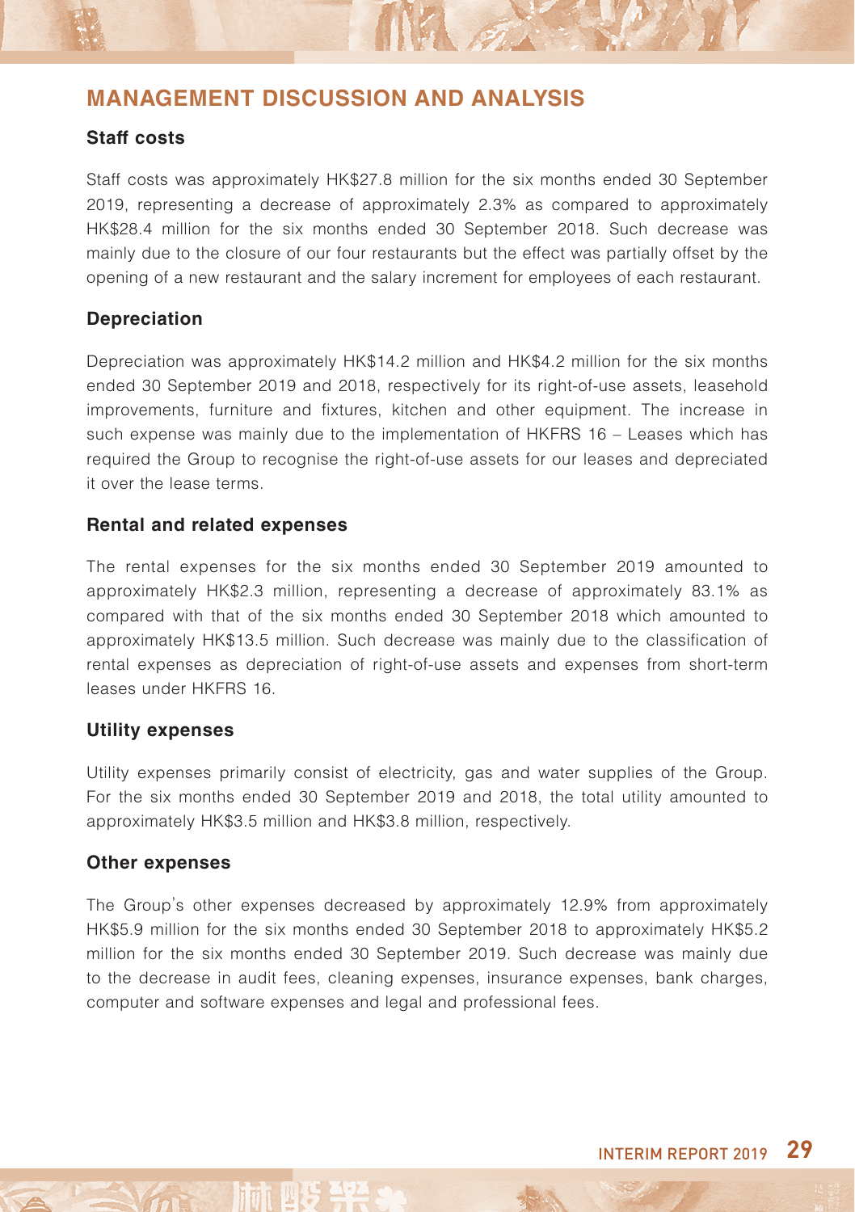# MANAGEMENT DISCUSSION AND ANALYSIS

### Staff costs

Staff costs was approximately HK$27.8 million for the six months ended 30 September 2019, representing a decrease of approximately 2.3% as compared to approximately HK$28.4 million for the six months ended 30 September 2018. Such decrease was mainly due to the closure of our four restaurants but the effect was partially offset by the opening of a new restaurant and the salary increment for employees of each restaurant.

### Depreciation

Depreciation was approximately HK$14.2 million and HK$4.2 million for the six months ended 30 September 2019 and 2018, respectively for its right-of-use assets, leasehold improvements, furniture and fixtures, kitchen and other equipment. The increase in such expense was mainly due to the implementation of HKFRS 16 – Leases which has required the Group to recognise the right-of-use assets for our leases and depreciated it over the lease terms.

### Rental and related expenses

The rental expenses for the six months ended 30 September 2019 amounted to approximately HK$2.3 million, representing a decrease of approximately 83.1% as compared with that of the six months ended 30 September 2018 which amounted to approximately HK$13.5 million. Such decrease was mainly due to the classification of rental expenses as depreciation of right-of-use assets and expenses from short-term leases under HKFRS 16.

### Utility expenses

Utility expenses primarily consist of electricity, gas and water supplies of the Group. For the six months ended 30 September 2019 and 2018, the total utility amounted to approximately HK$3.5 million and HK$3.8 million, respectively.

### Other expenses

The Group's other expenses decreased by approximately 12.9% from approximately HK$5.9 million for the six months ended 30 September 2018 to approximately HK$5.2 million for the six months ended 30 September 2019. Such decrease was mainly due to the decrease in audit fees, cleaning expenses, insurance expenses, bank charges, computer and software expenses and legal and professional fees.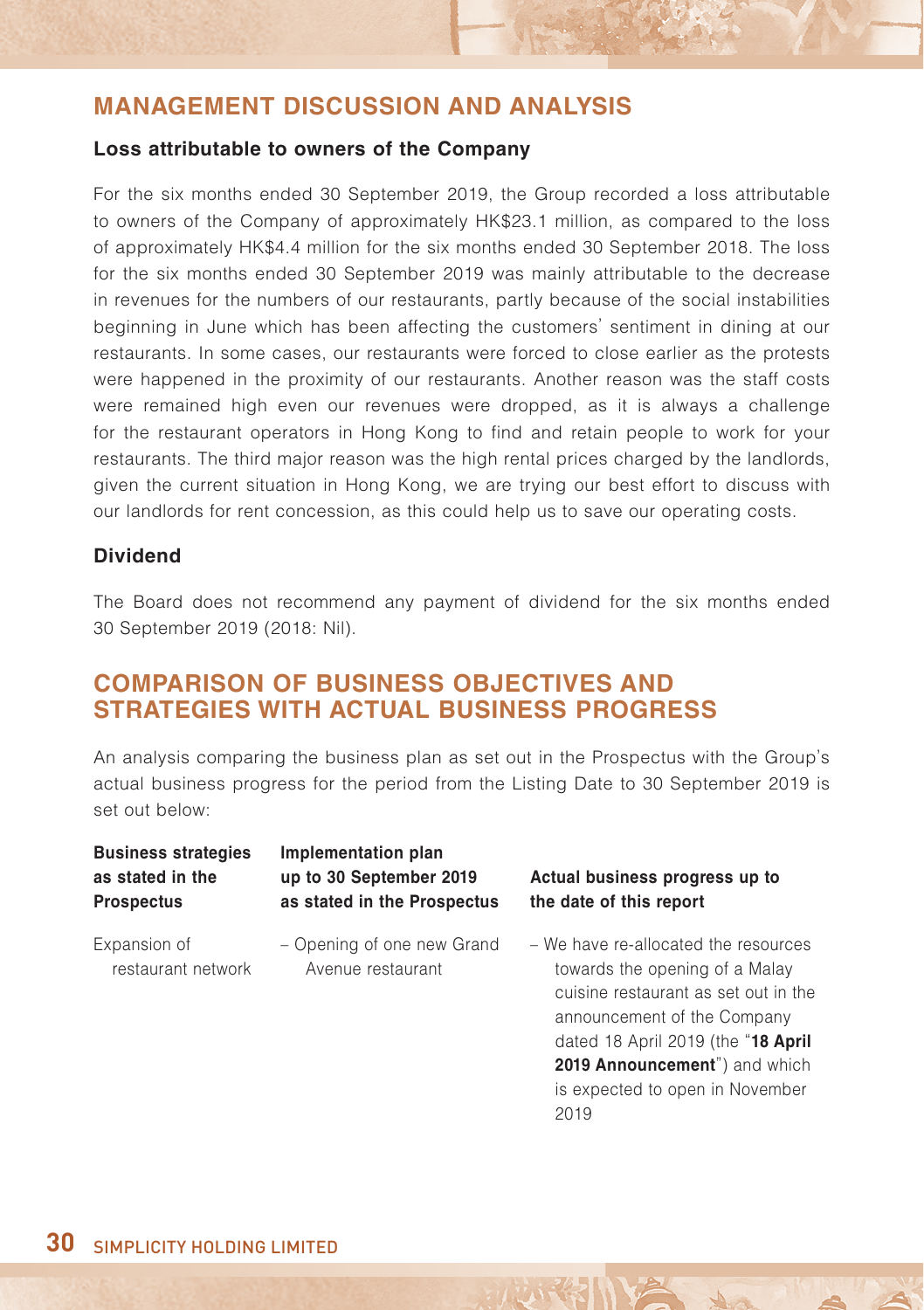## MANAGEMENT DISCUSSION AND ANALYSIS

### Loss attributable to owners of the Company

For the six months ended 30 September 2019, the Group recorded a loss attributable to owners of the Company of approximately HK$23.1 million, as compared to the loss of approximately HK$4.4 million for the six months ended 30 September 2018. The loss for the six months ended 30 September 2019 was mainly attributable to the decrease in revenues for the numbers of our restaurants, partly because of the social instabilities beginning in June which has been affecting the customers' sentiment in dining at our restaurants. In some cases, our restaurants were forced to close earlier as the protests were happened in the proximity of our restaurants. Another reason was the staff costs were remained high even our revenues were dropped, as it is always a challenge for the restaurant operators in Hong Kong to find and retain people to work for your restaurants. The third major reason was the high rental prices charged by the landlords, given the current situation in Hong Kong, we are trying our best effort to discuss with our landlords for rent concession, as this could help us to save our operating costs.

### Dividend

The Board does not recommend any payment of dividend for the six months ended 30 September 2019 (2018: Nil).

## COMPARISON OF BUSINESS OBJECTIVES AND STRATEGIES WITH ACTUAL BUSINESS PROGRESS

An analysis comparing the business plan as set out in the Prospectus with the Group's actual business progress for the period from the Listing Date to 30 September 2019 is set out below:

| Business strategies as stated in the Prospectus | Implementation plan up to 30 September 2019 as stated in the Prospectus | Actual business progress up to the date of this report |
|---|---|---|
| Expansion of restaurant network | – Opening of one new Grand Avenue restaurant | – We have re-allocated the resources towards the opening of a Malay cuisine restaurant as set out in the announcement of the Company dated 18 April 2019 (the "**18 April 2019 Announcement**") and which is expected to open in November 2019 |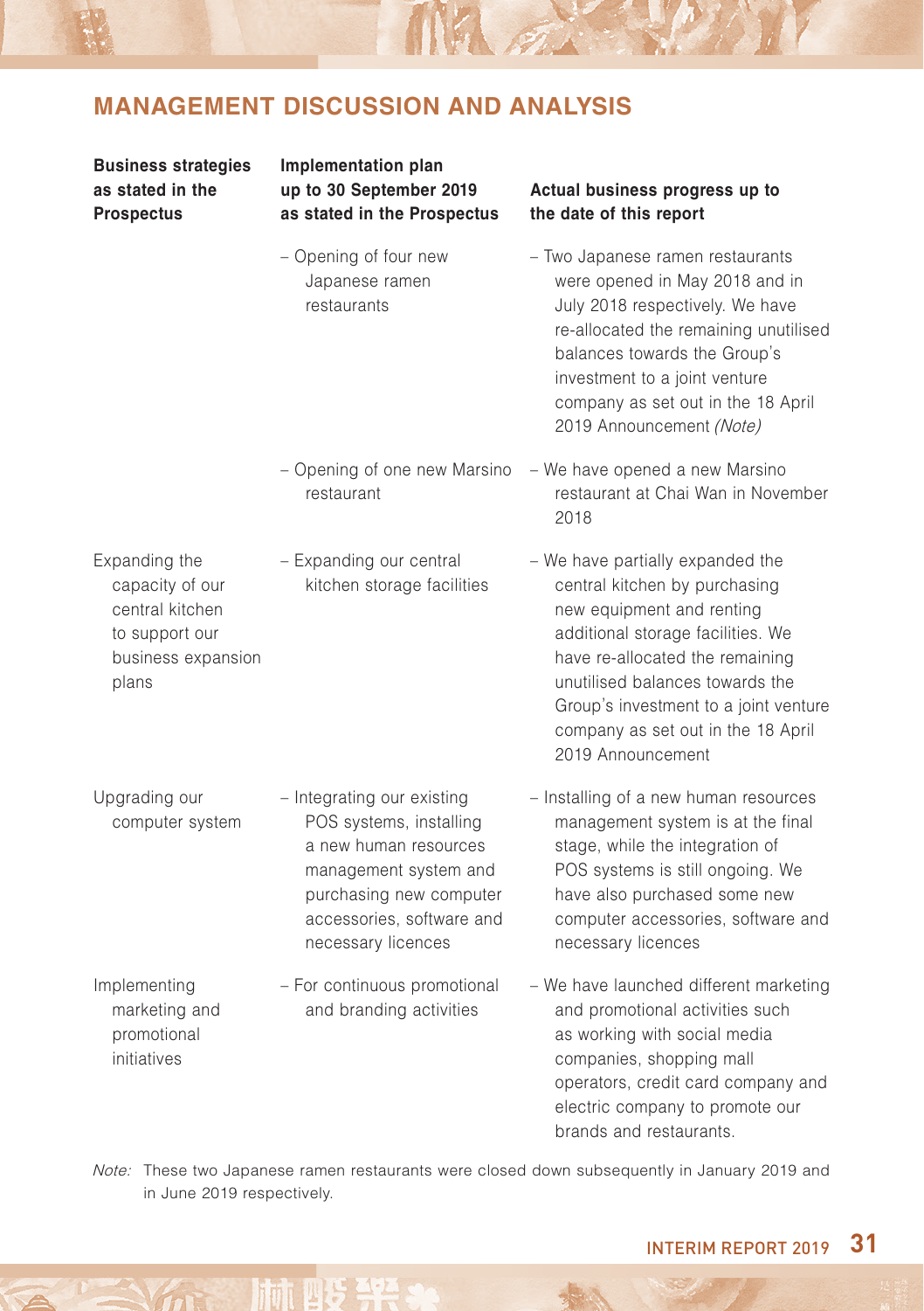## MANAGEMENT DISCUSSION AND ANALYSIS

| Business strategies as stated in the Prospectus | Implementation plan up to 30 September 2019 as stated in the Prospectus | Actual business progress up to the date of this report |
|---|---|---|
| | – Opening of four new Japanese ramen restaurants | – Two Japanese ramen restaurants were opened in May 2018 and in July 2018 respectively. We have re-allocated the remaining unutilised balances towards the Group's investment to a joint venture company as set out in the 18 April 2019 Announcement *(Note)* |
| | – Opening of one new Marsino restaurant | – We have opened a new Marsino restaurant at Chai Wan in November 2018 |
| Expanding the capacity of our central kitchen to support our business expansion plans | – Expanding our central kitchen storage facilities | – We have partially expanded the central kitchen by purchasing new equipment and renting additional storage facilities. We have re-allocated the remaining unutilised balances towards the Group's investment to a joint venture company as set out in the 18 April 2019 Announcement |
| Upgrading our computer system | – Integrating our existing POS systems, installing a new human resources management system and purchasing new computer accessories, software and necessary licences | – Installing of a new human resources management system is at the final stage, while the integration of POS systems is still ongoing. We have also purchased some new computer accessories, software and necessary licences |
| Implementing marketing and promotional initiatives | – For continuous promotional and branding activities | – We have launched different marketing and promotional activities such as working with social media companies, shopping mall operators, credit card company and electric company to promote our brands and restaurants. |

*Note:* These two Japanese ramen restaurants were closed down subsequently in January 2019 and in June 2019 respectively.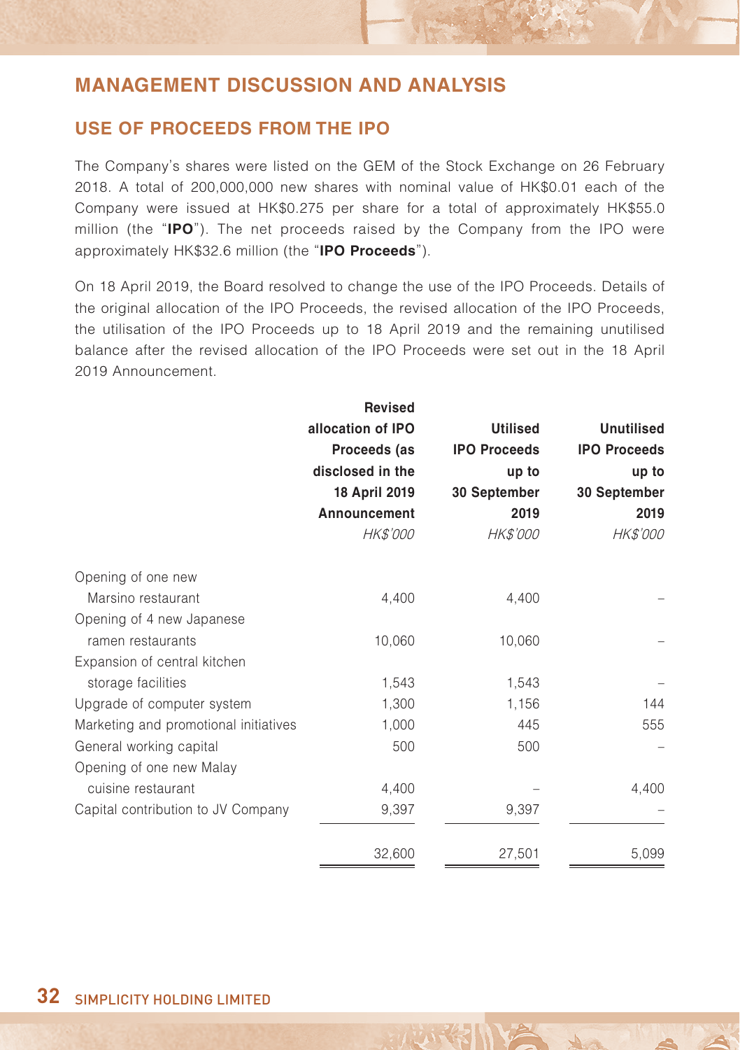# MANAGEMENT DISCUSSION AND ANALYSIS

## USE OF PROCEEDS FROM THE IPO

The Company's shares were listed on the GEM of the Stock Exchange on 26 February 2018. A total of 200,000,000 new shares with nominal value of HK$0.01 each of the Company were issued at HK$0.275 per share for a total of approximately HK$55.0 million (the "**IPO**"). The net proceeds raised by the Company from the IPO were approximately HK$32.6 million (the "**IPO Proceeds**").

On 18 April 2019, the Board resolved to change the use of the IPO Proceeds. Details of the original allocation of the IPO Proceeds, the revised allocation of the IPO Proceeds, the utilisation of the IPO Proceeds up to 18 April 2019 and the remaining unutilised balance after the revised allocation of the IPO Proceeds were set out in the 18 April 2019 Announcement.

| | Revised allocation of IPO Proceeds (as disclosed in the 18 April 2019 Announcement) | Utilised IPO Proceeds up to 30 September 2019 | Unutilised IPO Proceeds up to 30 September 2019 |
|---|---|---|---|
| | *HK$'000* | *HK$'000* | *HK$'000* |
| Opening of one new Marsino restaurant | 4,400 | 4,400 | – |
| Opening of 4 new Japanese ramen restaurants | 10,060 | 10,060 | – |
| Expansion of central kitchen storage facilities | 1,543 | 1,543 | – |
| Upgrade of computer system | 1,300 | 1,156 | 144 |
| Marketing and promotional initiatives | 1,000 | 445 | 555 |
| General working capital | 500 | 500 | – |
| Opening of one new Malay cuisine restaurant | 4,400 | – | 4,400 |
| Capital contribution to JV Company | 9,397 | 9,397 | – |
| | 32,600 | 27,501 | 5,099 |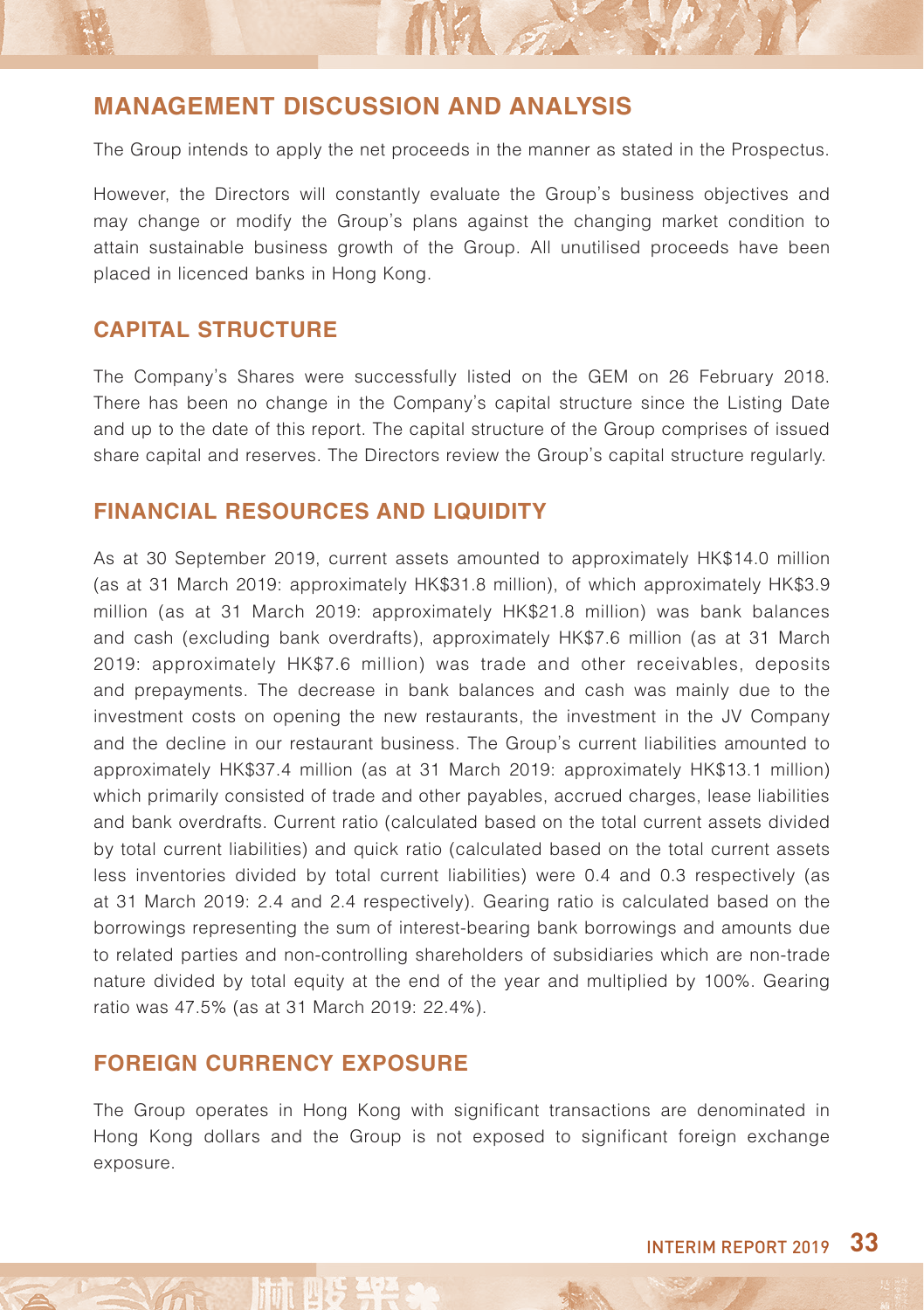# MANAGEMENT DISCUSSION AND ANALYSIS

The Group intends to apply the net proceeds in the manner as stated in the Prospectus.

However, the Directors will constantly evaluate the Group's business objectives and may change or modify the Group's plans against the changing market condition to attain sustainable business growth of the Group. All unutilised proceeds have been placed in licenced banks in Hong Kong.

## CAPITAL STRUCTURE

The Company's Shares were successfully listed on the GEM on 26 February 2018. There has been no change in the Company's capital structure since the Listing Date and up to the date of this report. The capital structure of the Group comprises of issued share capital and reserves. The Directors review the Group's capital structure regularly.

## FINANCIAL RESOURCES AND LIQUIDITY

As at 30 September 2019, current assets amounted to approximately HK$14.0 million (as at 31 March 2019: approximately HK$31.8 million), of which approximately HK$3.9 million (as at 31 March 2019: approximately HK$21.8 million) was bank balances and cash (excluding bank overdrafts), approximately HK$7.6 million (as at 31 March 2019: approximately HK$7.6 million) was trade and other receivables, deposits and prepayments. The decrease in bank balances and cash was mainly due to the investment costs on opening the new restaurants, the investment in the JV Company and the decline in our restaurant business. The Group's current liabilities amounted to approximately HK$37.4 million (as at 31 March 2019: approximately HK$13.1 million) which primarily consisted of trade and other payables, accrued charges, lease liabilities and bank overdrafts. Current ratio (calculated based on the total current assets divided by total current liabilities) and quick ratio (calculated based on the total current assets less inventories divided by total current liabilities) were 0.4 and 0.3 respectively (as at 31 March 2019: 2.4 and 2.4 respectively). Gearing ratio is calculated based on the borrowings representing the sum of interest-bearing bank borrowings and amounts due to related parties and non-controlling shareholders of subsidiaries which are non-trade nature divided by total equity at the end of the year and multiplied by 100%. Gearing ratio was 47.5% (as at 31 March 2019: 22.4%).

## FOREIGN CURRENCY EXPOSURE

The Group operates in Hong Kong with significant transactions are denominated in Hong Kong dollars and the Group is not exposed to significant foreign exchange exposure.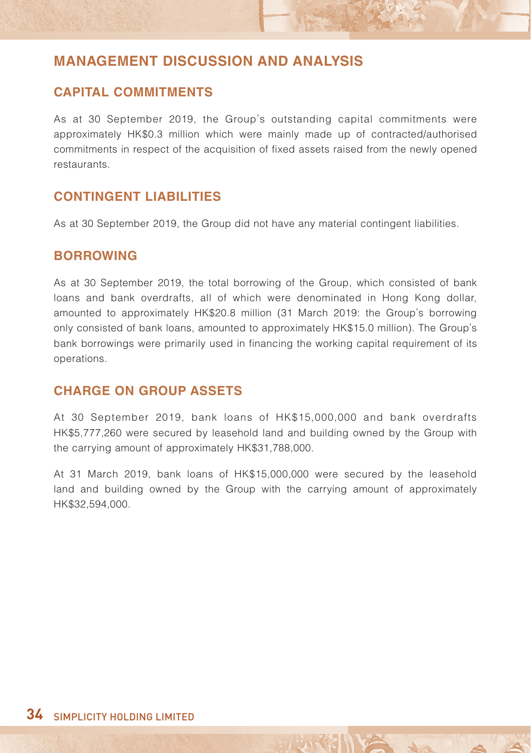# MANAGEMENT DISCUSSION AND ANALYSIS

## CAPITAL COMMITMENTS

As at 30 September 2019, the Group's outstanding capital commitments were approximately HK$0.3 million which were mainly made up of contracted/authorised commitments in respect of the acquisition of fixed assets raised from the newly opened restaurants.

## CONTINGENT LIABILITIES

As at 30 September 2019, the Group did not have any material contingent liabilities.

## BORROWING

As at 30 September 2019, the total borrowing of the Group, which consisted of bank loans and bank overdrafts, all of which were denominated in Hong Kong dollar, amounted to approximately HK$20.8 million (31 March 2019: the Group's borrowing only consisted of bank loans, amounted to approximately HK$15.0 million). The Group's bank borrowings were primarily used in financing the working capital requirement of its operations.

## CHARGE ON GROUP ASSETS

At 30 September 2019, bank loans of HK$15,000,000 and bank overdrafts HK$5,777,260 were secured by leasehold land and building owned by the Group with the carrying amount of approximately HK$31,788,000.

At 31 March 2019, bank loans of HK$15,000,000 were secured by the leasehold land and building owned by the Group with the carrying amount of approximately HK$32,594,000.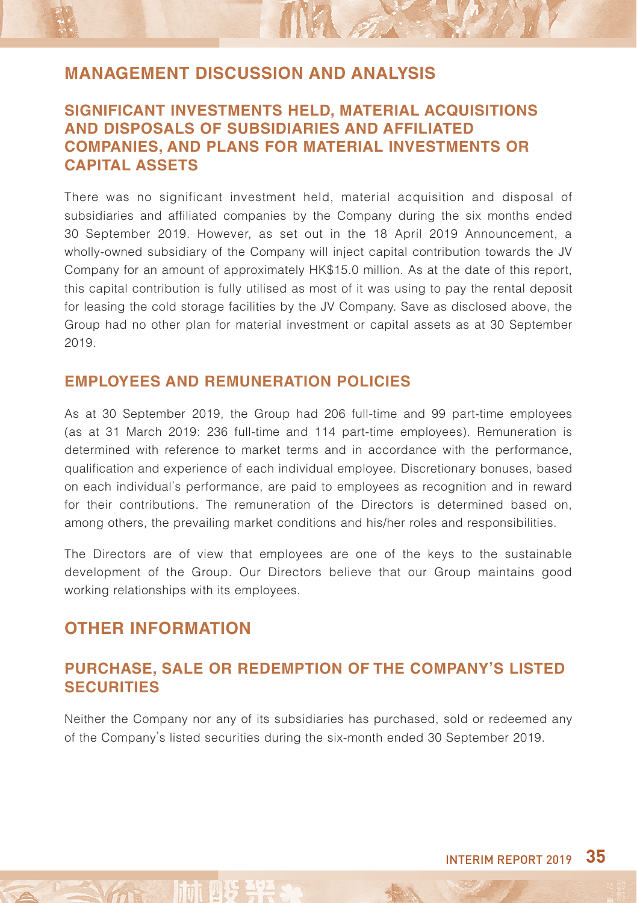# MANAGEMENT DISCUSSION AND ANALYSIS

## SIGNIFICANT INVESTMENTS HELD, MATERIAL ACQUISITIONS AND DISPOSALS OF SUBSIDIARIES AND AFFILIATED COMPANIES, AND PLANS FOR MATERIAL INVESTMENTS OR CAPITAL ASSETS

There was no significant investment held, material acquisition and disposal of subsidiaries and affiliated companies by the Company during the six months ended 30 September 2019. However, as set out in the 18 April 2019 Announcement, a wholly-owned subsidiary of the Company will inject capital contribution towards the JV Company for an amount of approximately HK$15.0 million. As at the date of this report, this capital contribution is fully utilised as most of it was using to pay the rental deposit for leasing the cold storage facilities by the JV Company. Save as disclosed above, the Group had no other plan for material investment or capital assets as at 30 September 2019.

## EMPLOYEES AND REMUNERATION POLICIES

As at 30 September 2019, the Group had 206 full-time and 99 part-time employees (as at 31 March 2019: 236 full-time and 114 part-time employees). Remuneration is determined with reference to market terms and in accordance with the performance, qualification and experience of each individual employee. Discretionary bonuses, based on each individual's performance, are paid to employees as recognition and in reward for their contributions. The remuneration of the Directors is determined based on, among others, the prevailing market conditions and his/her roles and responsibilities.

The Directors are of view that employees are one of the keys to the sustainable development of the Group. Our Directors believe that our Group maintains good working relationships with its employees.

# OTHER INFORMATION

## PURCHASE, SALE OR REDEMPTION OF THE COMPANY'S LISTED SECURITIES

Neither the Company nor any of its subsidiaries has purchased, sold or redeemed any of the Company's listed securities during the six-month ended 30 September 2019.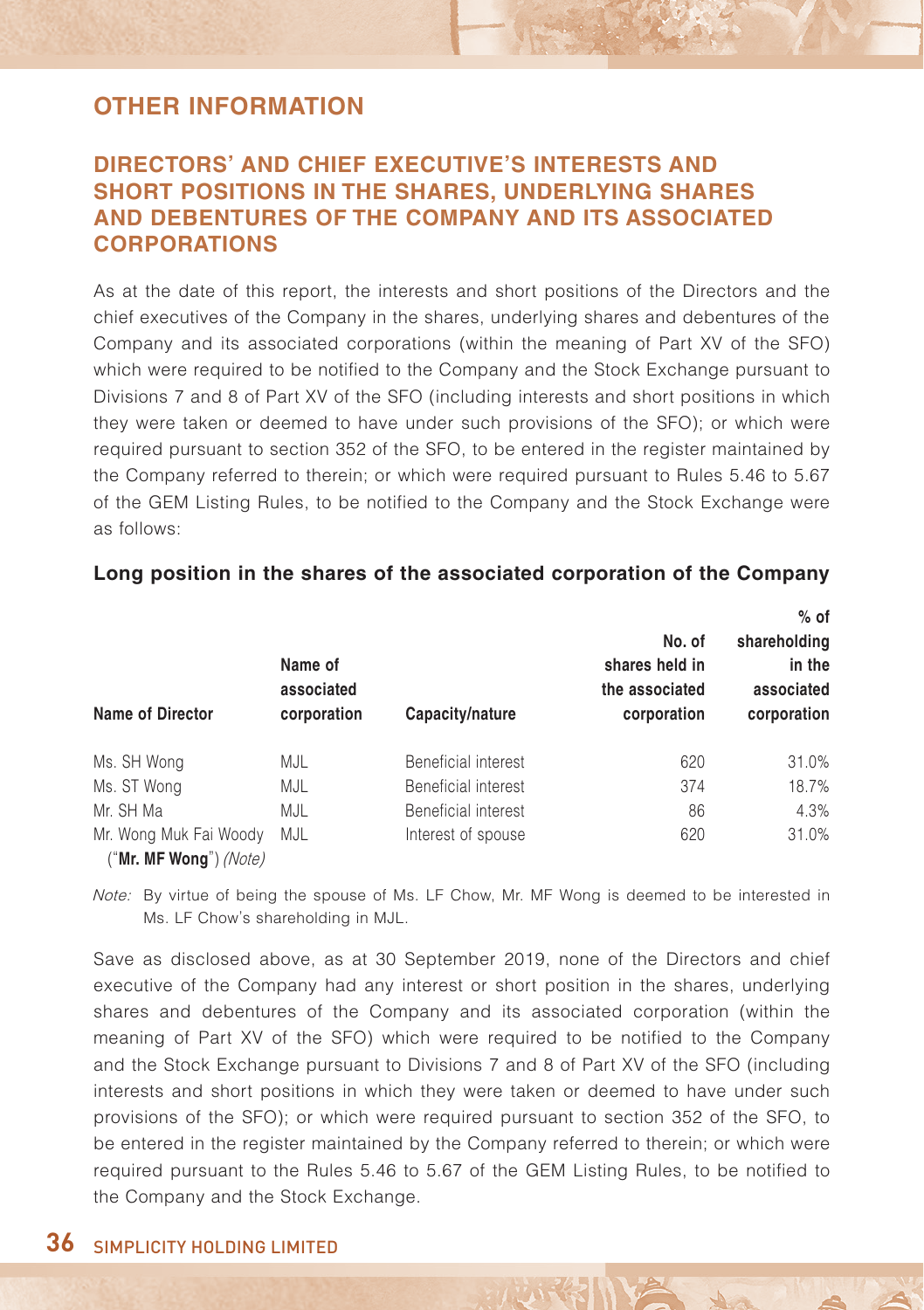## OTHER INFORMATION

### DIRECTORS' AND CHIEF EXECUTIVE'S INTERESTS AND SHORT POSITIONS IN THE SHARES, UNDERLYING SHARES AND DEBENTURES OF THE COMPANY AND ITS ASSOCIATED CORPORATIONS

As at the date of this report, the interests and short positions of the Directors and the chief executives of the Company in the shares, underlying shares and debentures of the Company and its associated corporations (within the meaning of Part XV of the SFO) which were required to be notified to the Company and the Stock Exchange pursuant to Divisions 7 and 8 of Part XV of the SFO (including interests and short positions in which they were taken or deemed to have under such provisions of the SFO); or which were required pursuant to section 352 of the SFO, to be entered in the register maintained by the Company referred to therein; or which were required pursuant to Rules 5.46 to 5.67 of the GEM Listing Rules, to be notified to the Company and the Stock Exchange were as follows:

**Long position in the shares of the associated corporation of the Company**

| Name of Director | Name of associated corporation | Capacity/nature | No. of shares held in the associated corporation | % of shareholding in the associated corporation |
|---|---|---|---|---|
| Ms. SH Wong | MJL | Beneficial interest | 620 | 31.0% |
| Ms. ST Wong | MJL | Beneficial interest | 374 | 18.7% |
| Mr. SH Ma | MJL | Beneficial interest | 86 | 4.3% |
| Mr. Wong Muk Fai Woody ("**Mr. MF Wong**") *(Note)* | MJL | Interest of spouse | 620 | 31.0% |

*Note:* By virtue of being the spouse of Ms. LF Chow, Mr. MF Wong is deemed to be interested in Ms. LF Chow's shareholding in MJL.

Save as disclosed above, as at 30 September 2019, none of the Directors and chief executive of the Company had any interest or short position in the shares, underlying shares and debentures of the Company and its associated corporation (within the meaning of Part XV of the SFO) which were required to be notified to the Company and the Stock Exchange pursuant to Divisions 7 and 8 of Part XV of the SFO (including interests and short positions in which they were taken or deemed to have under such provisions of the SFO); or which were required pursuant to section 352 of the SFO, to be entered in the register maintained by the Company referred to therein; or which were required pursuant to the Rules 5.46 to 5.67 of the GEM Listing Rules, to be notified to the Company and the Stock Exchange.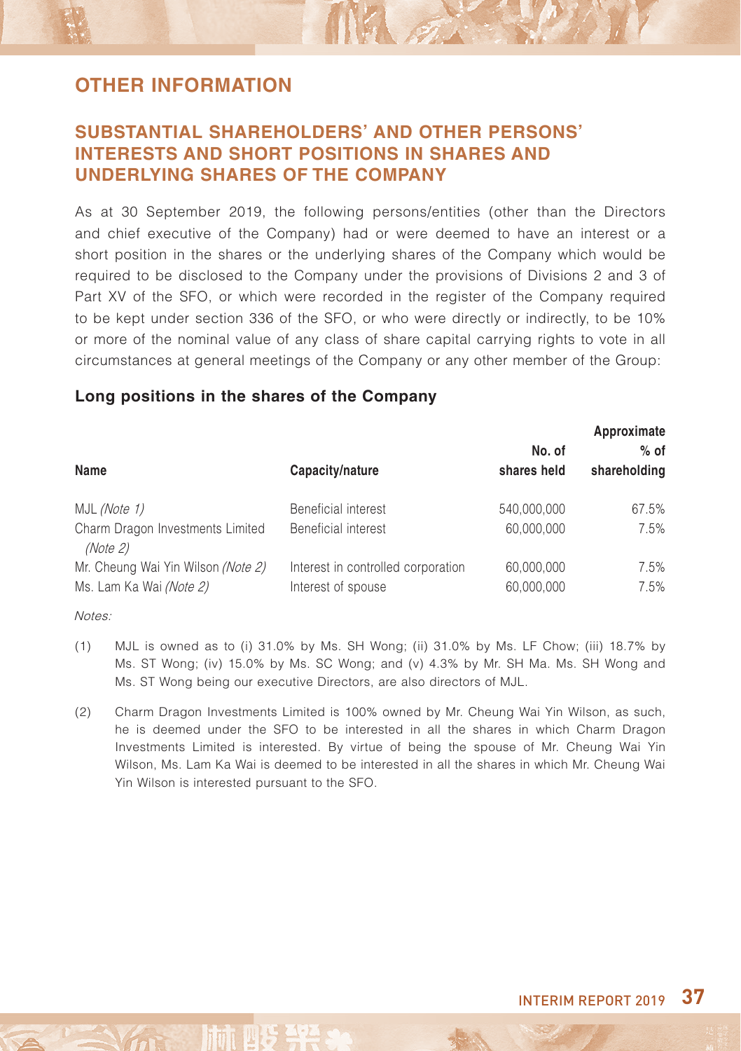# OTHER INFORMATION

## SUBSTANTIAL SHAREHOLDERS' AND OTHER PERSONS' INTERESTS AND SHORT POSITIONS IN SHARES AND UNDERLYING SHARES OF THE COMPANY

As at 30 September 2019, the following persons/entities (other than the Directors and chief executive of the Company) had or were deemed to have an interest or a short position in the shares or the underlying shares of the Company which would be required to be disclosed to the Company under the provisions of Divisions 2 and 3 of Part XV of the SFO, or which were recorded in the register of the Company required to be kept under section 336 of the SFO, or who were directly or indirectly, to be 10% or more of the nominal value of any class of share capital carrying rights to vote in all circumstances at general meetings of the Company or any other member of the Group:

### Long positions in the shares of the Company

| Name | Capacity/nature | No. of shares held | Approximate % of shareholding |
|---|---|---|---|
| MJL *(Note 1)* | Beneficial interest | 540,000,000 | 67.5% |
| Charm Dragon Investments Limited *(Note 2)* | Beneficial interest | 60,000,000 | 7.5% |
| Mr. Cheung Wai Yin Wilson *(Note 2)* | Interest in controlled corporation | 60,000,000 | 7.5% |
| Ms. Lam Ka Wai *(Note 2)* | Interest of spouse | 60,000,000 | 7.5% |

*Notes:*

(1) MJL is owned as to (i) 31.0% by Ms. SH Wong; (ii) 31.0% by Ms. LF Chow; (iii) 18.7% by Ms. ST Wong; (iv) 15.0% by Ms. SC Wong; and (v) 4.3% by Mr. SH Ma. Ms. SH Wong and Ms. ST Wong being our executive Directors, are also directors of MJL.

(2) Charm Dragon Investments Limited is 100% owned by Mr. Cheung Wai Yin Wilson, as such, he is deemed under the SFO to be interested in all the shares in which Charm Dragon Investments Limited is interested. By virtue of being the spouse of Mr. Cheung Wai Yin Wilson, Ms. Lam Ka Wai is deemed to be interested in all the shares in which Mr. Cheung Wai Yin Wilson is interested pursuant to the SFO.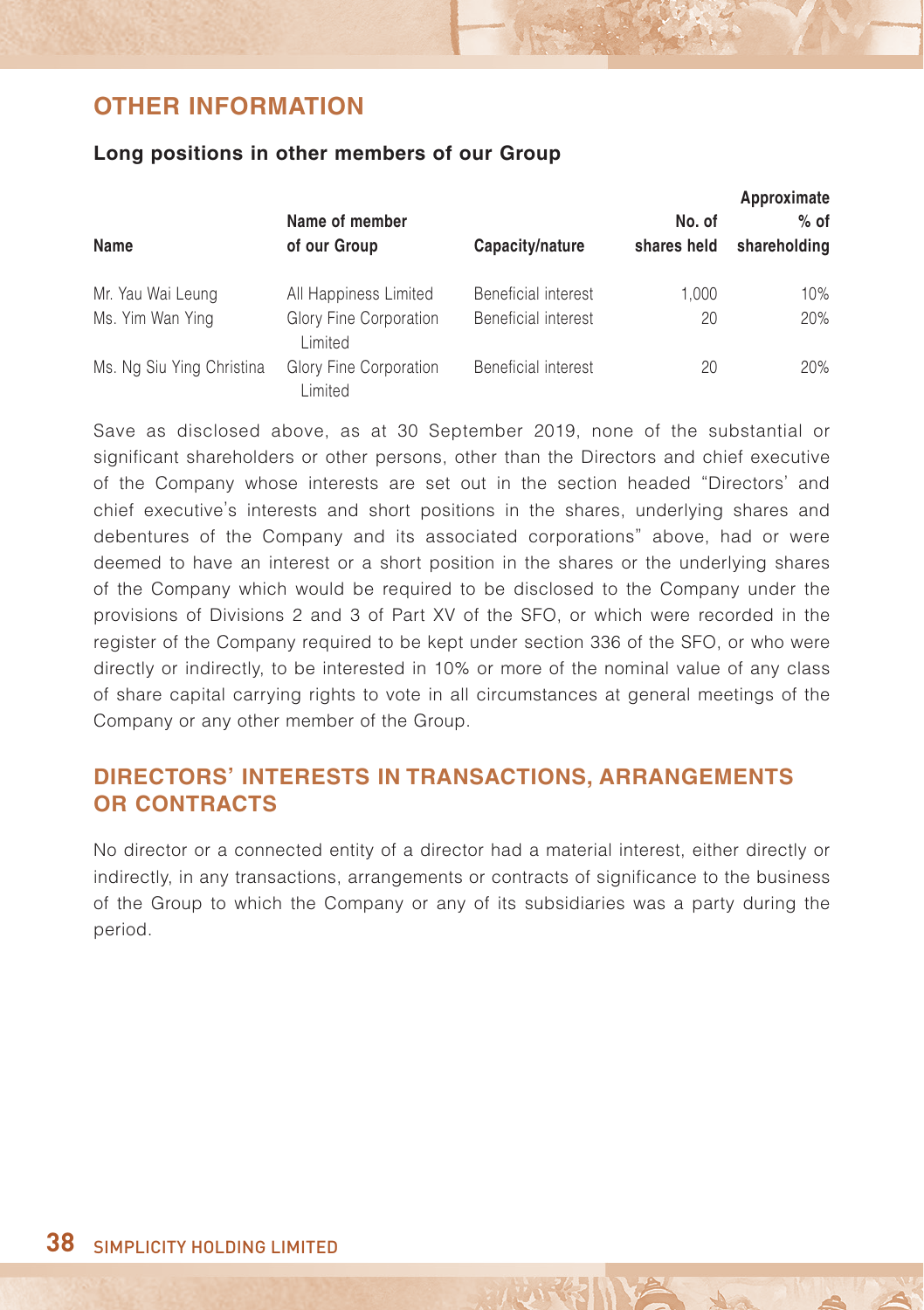## OTHER INFORMATION

### Long positions in other members of our Group

| Name | Name of member of our Group | Capacity/nature | No. of shares held | Approximate % of shareholding |
|---|---|---|---|---|
| Mr. Yau Wai Leung | All Happiness Limited | Beneficial interest | 1,000 | 10% |
| Ms. Yim Wan Ying | Glory Fine Corporation Limited | Beneficial interest | 20 | 20% |
| Ms. Ng Siu Ying Christina | Glory Fine Corporation Limited | Beneficial interest | 20 | 20% |

Save as disclosed above, as at 30 September 2019, none of the substantial or significant shareholders or other persons, other than the Directors and chief executive of the Company whose interests are set out in the section headed "Directors' and chief executive's interests and short positions in the shares, underlying shares and debentures of the Company and its associated corporations" above, had or were deemed to have an interest or a short position in the shares or the underlying shares of the Company which would be required to be disclosed to the Company under the provisions of Divisions 2 and 3 of Part XV of the SFO, or which were recorded in the register of the Company required to be kept under section 336 of the SFO, or who were directly or indirectly, to be interested in 10% or more of the nominal value of any class of share capital carrying rights to vote in all circumstances at general meetings of the Company or any other member of the Group.

## DIRECTORS' INTERESTS IN TRANSACTIONS, ARRANGEMENTS OR CONTRACTS

No director or a connected entity of a director had a material interest, either directly or indirectly, in any transactions, arrangements or contracts of significance to the business of the Group to which the Company or any of its subsidiaries was a party during the period.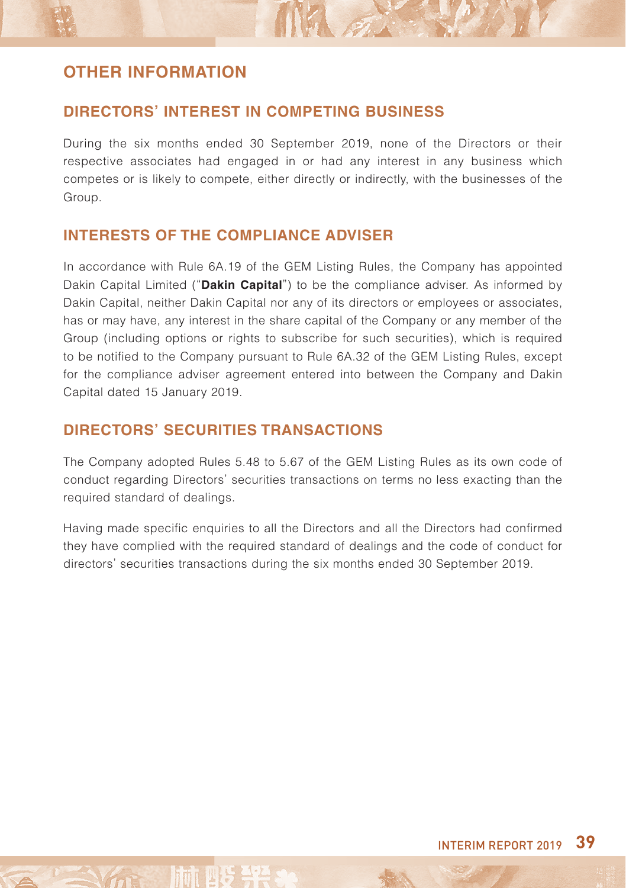# OTHER INFORMATION

## DIRECTORS' INTEREST IN COMPETING BUSINESS

During the six months ended 30 September 2019, none of the Directors or their respective associates had engaged in or had any interest in any business which competes or is likely to compete, either directly or indirectly, with the businesses of the Group.

## INTERESTS OF THE COMPLIANCE ADVISER

In accordance with Rule 6A.19 of the GEM Listing Rules, the Company has appointed Dakin Capital Limited ("**Dakin Capital**") to be the compliance adviser. As informed by Dakin Capital, neither Dakin Capital nor any of its directors or employees or associates, has or may have, any interest in the share capital of the Company or any member of the Group (including options or rights to subscribe for such securities), which is required to be notified to the Company pursuant to Rule 6A.32 of the GEM Listing Rules, except for the compliance adviser agreement entered into between the Company and Dakin Capital dated 15 January 2019.

## DIRECTORS' SECURITIES TRANSACTIONS

The Company adopted Rules 5.48 to 5.67 of the GEM Listing Rules as its own code of conduct regarding Directors' securities transactions on terms no less exacting than the required standard of dealings.

Having made specific enquiries to all the Directors and all the Directors had confirmed they have complied with the required standard of dealings and the code of conduct for directors' securities transactions during the six months ended 30 September 2019.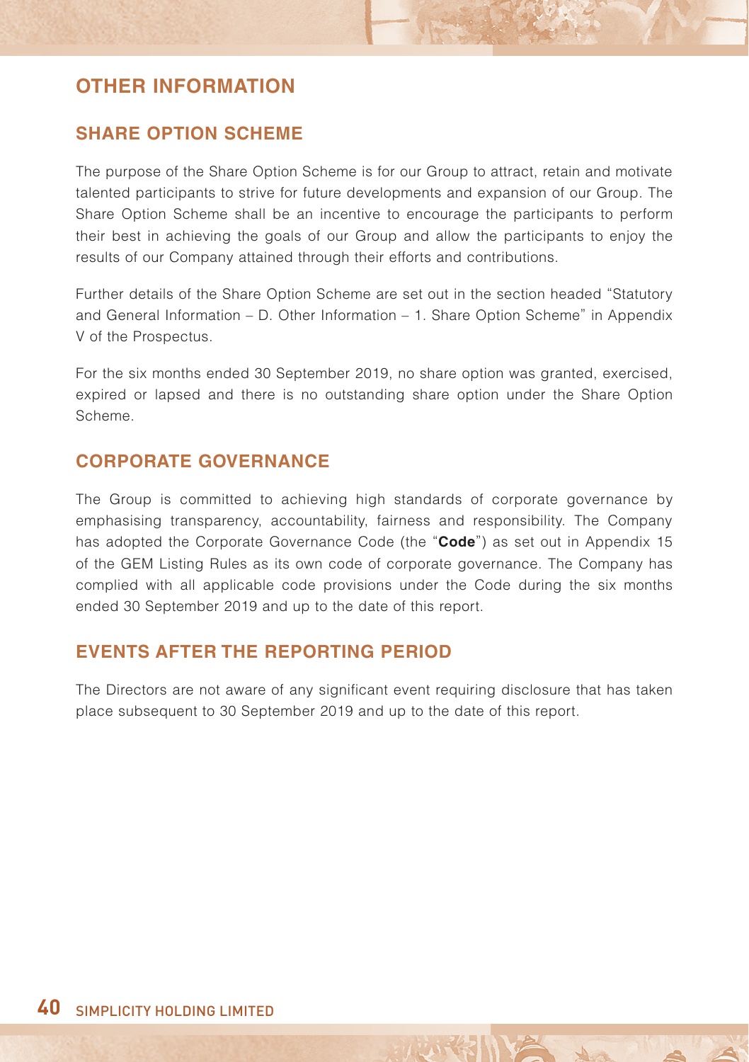# OTHER INFORMATION

## SHARE OPTION SCHEME

The purpose of the Share Option Scheme is for our Group to attract, retain and motivate talented participants to strive for future developments and expansion of our Group. The Share Option Scheme shall be an incentive to encourage the participants to perform their best in achieving the goals of our Group and allow the participants to enjoy the results of our Company attained through their efforts and contributions.

Further details of the Share Option Scheme are set out in the section headed "Statutory and General Information – D. Other Information – 1. Share Option Scheme" in Appendix V of the Prospectus.

For the six months ended 30 September 2019, no share option was granted, exercised, expired or lapsed and there is no outstanding share option under the Share Option Scheme.

## CORPORATE GOVERNANCE

The Group is committed to achieving high standards of corporate governance by emphasising transparency, accountability, fairness and responsibility. The Company has adopted the Corporate Governance Code (the "**Code**") as set out in Appendix 15 of the GEM Listing Rules as its own code of corporate governance. The Company has complied with all applicable code provisions under the Code during the six months ended 30 September 2019 and up to the date of this report.

## EVENTS AFTER THE REPORTING PERIOD

The Directors are not aware of any significant event requiring disclosure that has taken place subsequent to 30 September 2019 and up to the date of this report.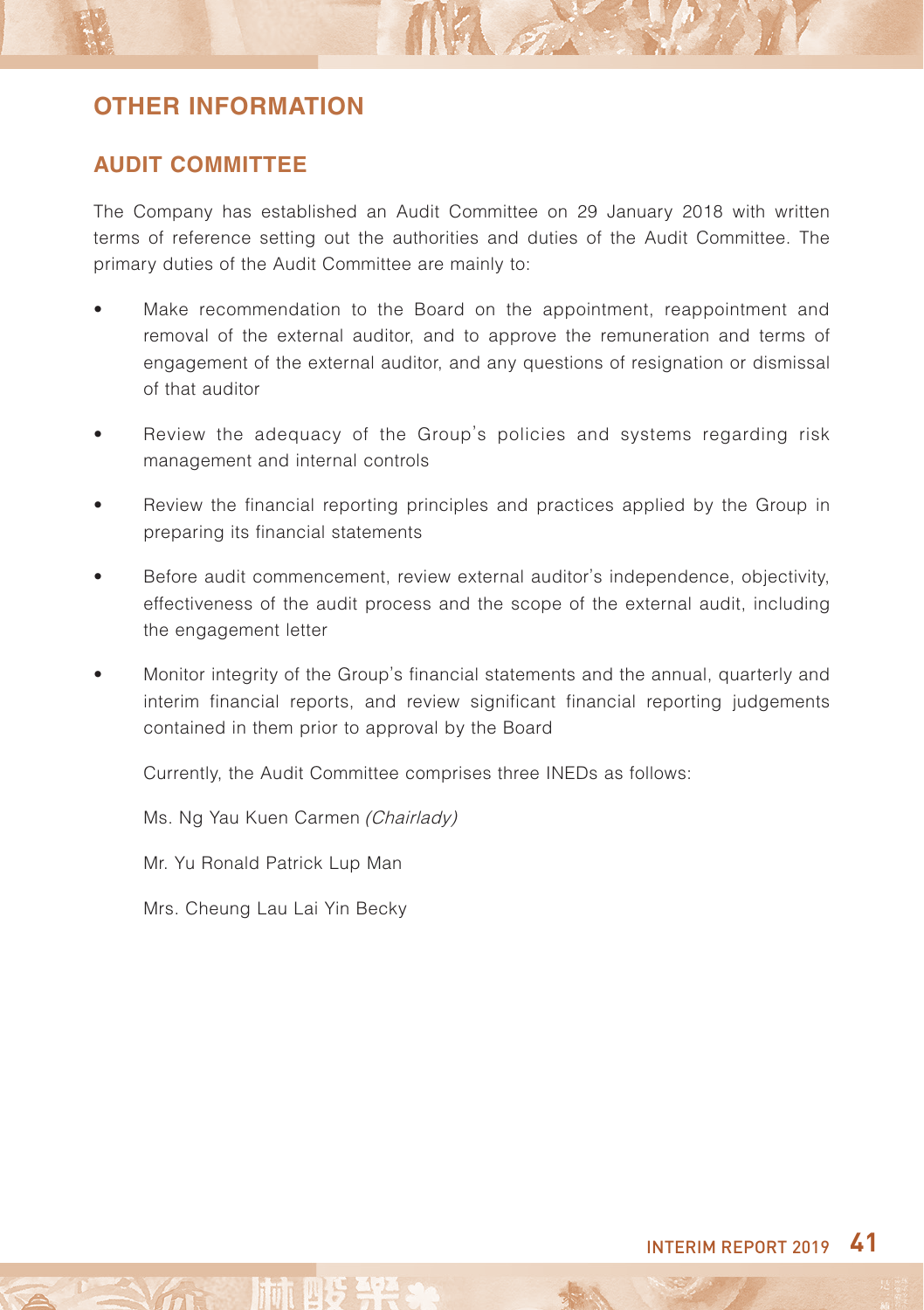# OTHER INFORMATION

## AUDIT COMMITTEE

The Company has established an Audit Committee on 29 January 2018 with written terms of reference setting out the authorities and duties of the Audit Committee. The primary duties of the Audit Committee are mainly to:

- Make recommendation to the Board on the appointment, reappointment and removal of the external auditor, and to approve the remuneration and terms of engagement of the external auditor, and any questions of resignation or dismissal of that auditor

- Review the adequacy of the Group's policies and systems regarding risk management and internal controls

- Review the financial reporting principles and practices applied by the Group in preparing its financial statements

- Before audit commencement, review external auditor's independence, objectivity, effectiveness of the audit process and the scope of the external audit, including the engagement letter

- Monitor integrity of the Group's financial statements and the annual, quarterly and interim financial reports, and review significant financial reporting judgements contained in them prior to approval by the Board

  Currently, the Audit Committee comprises three INEDs as follows:

  Ms. Ng Yau Kuen Carmen *(Chairlady)*

  Mr. Yu Ronald Patrick Lup Man

  Mrs. Cheung Lau Lai Yin Becky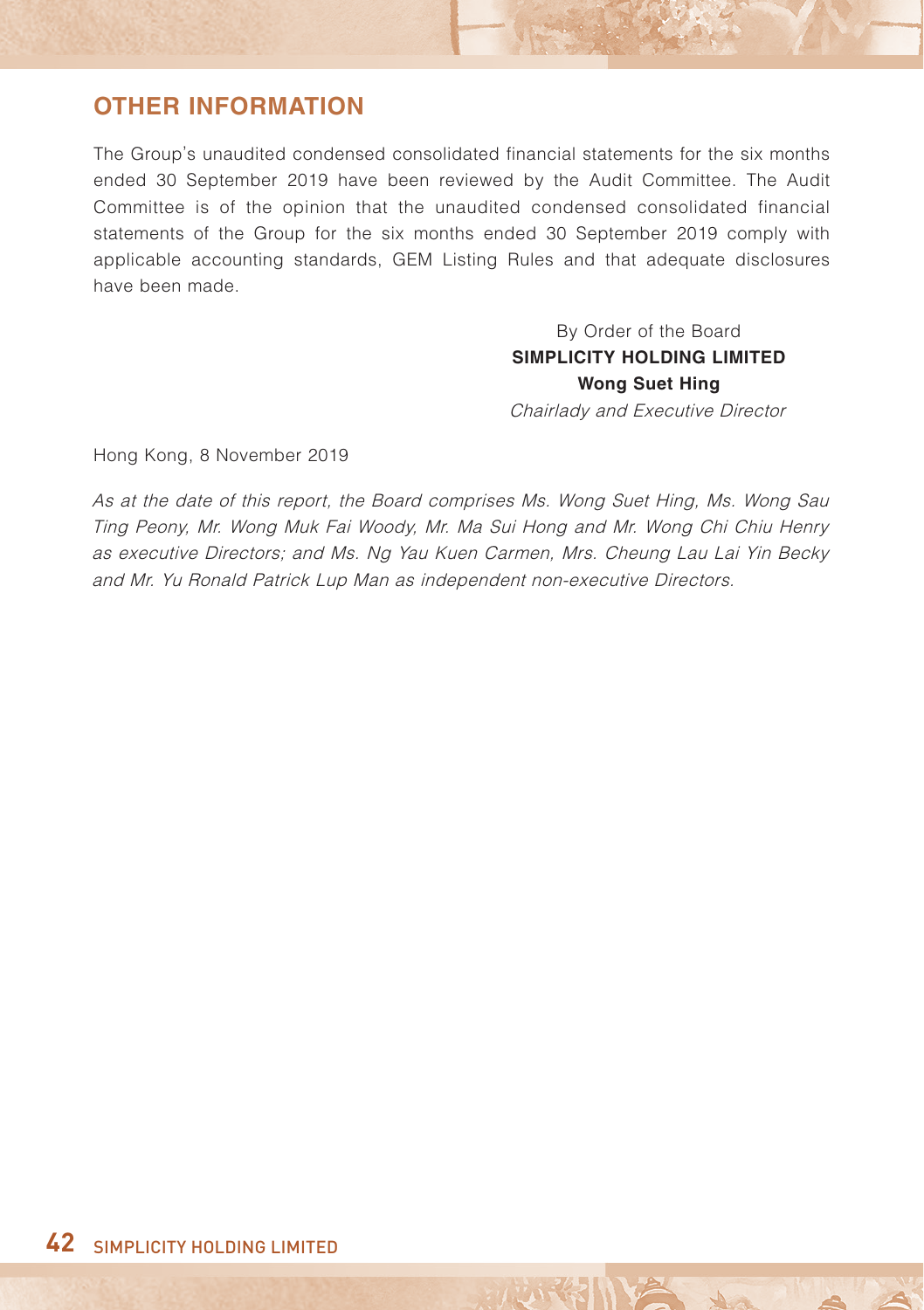## OTHER INFORMATION

The Group's unaudited condensed consolidated financial statements for the six months ended 30 September 2019 have been reviewed by the Audit Committee. The Audit Committee is of the opinion that the unaudited condensed consolidated financial statements of the Group for the six months ended 30 September 2019 comply with applicable accounting standards, GEM Listing Rules and that adequate disclosures have been made.

By Order of the Board
**SIMPLICITY HOLDING LIMITED**
**Wong Suet Hing**
*Chairlady and Executive Director*

Hong Kong, 8 November 2019

*As at the date of this report, the Board comprises Ms. Wong Suet Hing, Ms. Wong Sau Ting Peony, Mr. Wong Muk Fai Woody, Mr. Ma Sui Hong and Mr. Wong Chi Chiu Henry as executive Directors; and Ms. Ng Yau Kuen Carmen, Mrs. Cheung Lau Lai Yin Becky and Mr. Yu Ronald Patrick Lup Man as independent non-executive Directors.*